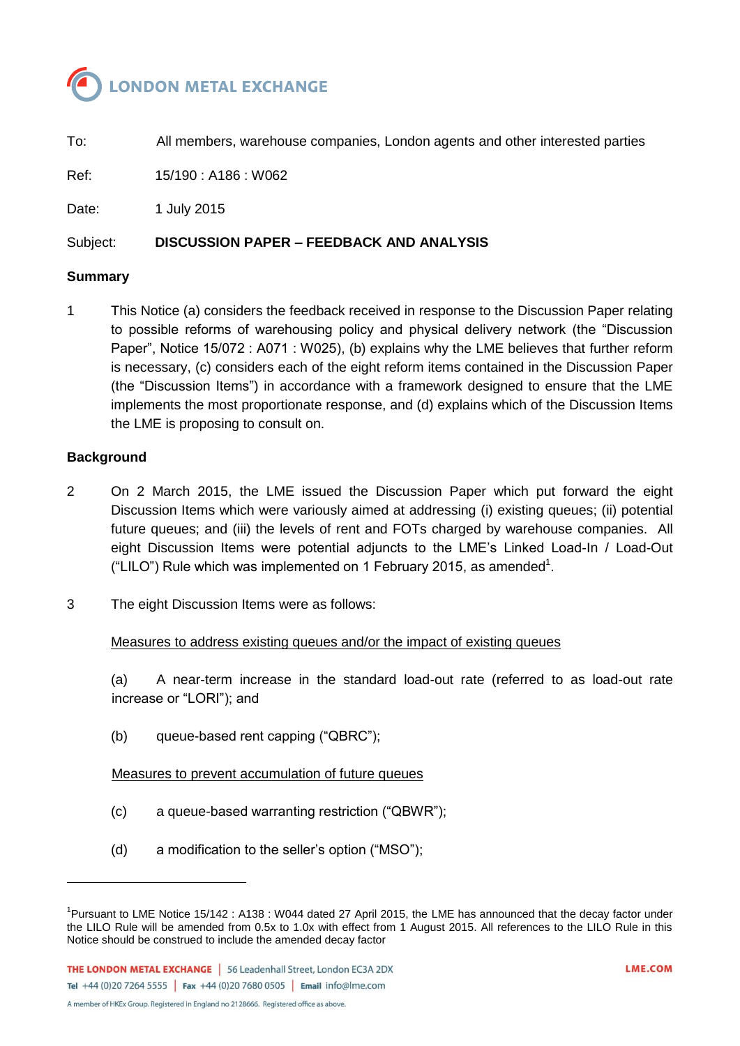# LONDON METAL EXCHANGE

To: All members, warehouse companies, London agents and other interested parties

Ref: 15/190 : A186 : W062

Date: 1 July 2015

Subject: **DISCUSSION PAPER – FEEDBACK AND ANALYSIS**

## Summary

1 This Notice (a) considers the feedback received in response to the Discussion Paper relating to possible reforms of warehousing policy and physical delivery network (the "Discussion Paper", Notice 15/072 : A071 : W025), (b) explains why the LME believes that further reform is necessary, (c) considers each of the eight reform items contained in the Discussion Paper (the "Discussion Items") in accordance with a framework designed to ensure that the LME implements the most proportionate response, and (d) explains which of the Discussion Items the LME is proposing to consult on.

## Background

2 On 2 March 2015, the LME issued the Discussion Paper which put forward the eight Discussion Items which were variously aimed at addressing (i) existing queues; (ii) potential future queues; and (iii) the levels of rent and FOTs charged by warehouse companies. All eight Discussion Items were potential adjuncts to the LME's Linked Load-In / Load-Out ("LILO") Rule which was implemented on 1 February 2015, as amended[1].

3 The eight Discussion Items were as follows:

<u>Measures to address existing queues and/or the impact of existing queues</u>

(a) A near-term increase in the standard load-out rate (referred to as load-out rate increase or "LORI"); and

(b) queue-based rent capping ("QBRC");

<u>Measures to prevent accumulation of future queues</u>

(c) a queue-based warranting restriction ("QBWR");

(d) a modification to the seller's option ("MSO");

---

[1] Pursuant to LME Notice 15/142 : A138 : W044 dated 27 April 2015, the LME has announced that the decay factor under the LILO Rule will be amended from 0.5x to 1.0x with effect from 1 August 2015. All references to the LILO Rule in this Notice should be construed to include the amended decay factor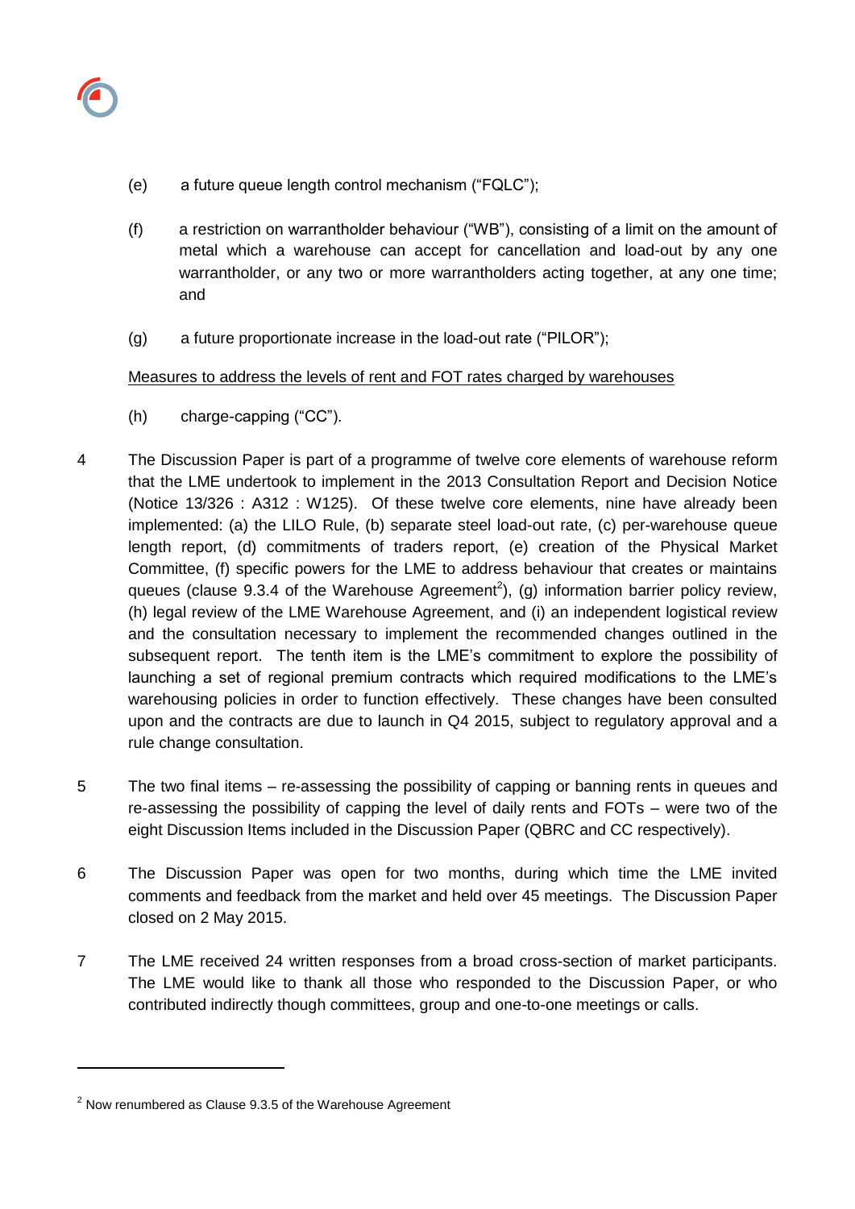(e) a future queue length control mechanism ("FQLC");

(f) a restriction on warrantholder behaviour ("WB"), consisting of a limit on the amount of metal which a warehouse can accept for cancellation and load-out by any one warrantholder, or any two or more warrantholders acting together, at any one time; and

(g) a future proportionate increase in the load-out rate ("PILOR");

<u>Measures to address the levels of rent and FOT rates charged by warehouses</u>

(h) charge-capping ("CC").

4 The Discussion Paper is part of a programme of twelve core elements of warehouse reform that the LME undertook to implement in the 2013 Consultation Report and Decision Notice (Notice 13/326 : A312 : W125). Of these twelve core elements, nine have already been implemented: (a) the LILO Rule, (b) separate steel load-out rate, (c) per-warehouse queue length report, (d) commitments of traders report, (e) creation of the Physical Market Committee, (f) specific powers for the LME to address behaviour that creates or maintains queues (clause 9.3.4 of the Warehouse Agreement[2]), (g) information barrier policy review, (h) legal review of the LME Warehouse Agreement, and (i) an independent logistical review and the consultation necessary to implement the recommended changes outlined in the subsequent report. The tenth item is the LME's commitment to explore the possibility of launching a set of regional premium contracts which required modifications to the LME's warehousing policies in order to function effectively. These changes have been consulted upon and the contracts are due to launch in Q4 2015, subject to regulatory approval and a rule change consultation.

5 The two final items – re-assessing the possibility of capping or banning rents in queues and re-assessing the possibility of capping the level of daily rents and FOTs – were two of the eight Discussion Items included in the Discussion Paper (QBRC and CC respectively).

6 The Discussion Paper was open for two months, during which time the LME invited comments and feedback from the market and held over 45 meetings. The Discussion Paper closed on 2 May 2015.

7 The LME received 24 written responses from a broad cross-section of market participants. The LME would like to thank all those who responded to the Discussion Paper, or who contributed indirectly though committees, group and one-to-one meetings or calls.

---

[2] Now renumbered as Clause 9.3.5 of the Warehouse Agreement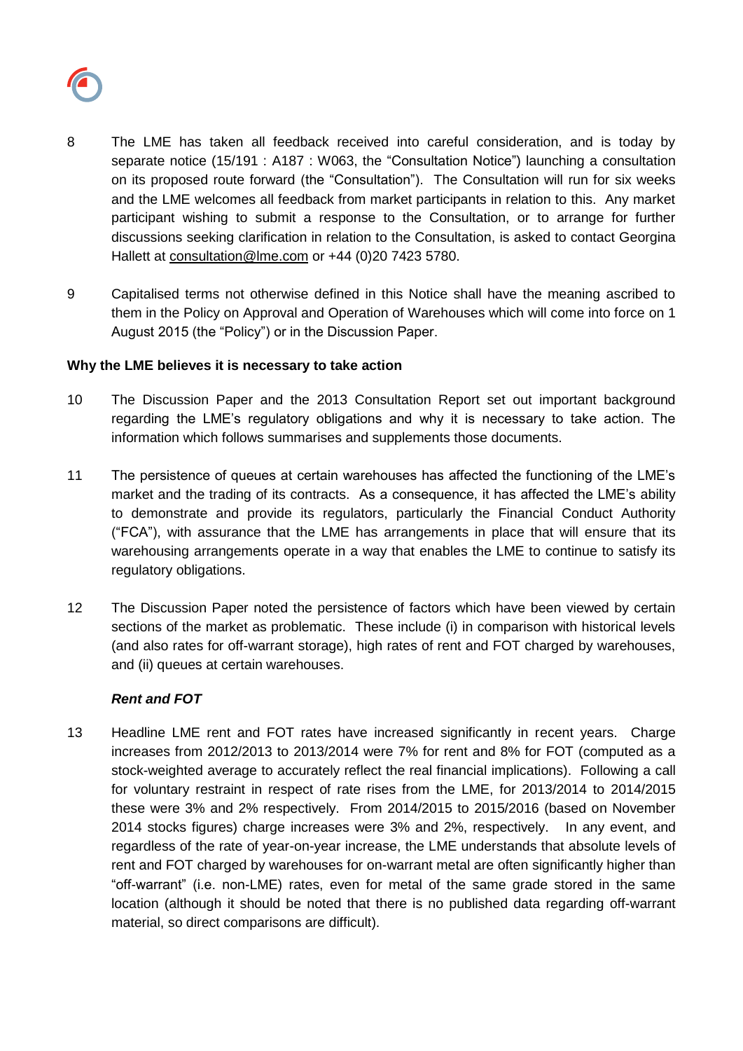8 The LME has taken all feedback received into careful consideration, and is today by separate notice (15/191 : A187 : W063, the "Consultation Notice") launching a consultation on its proposed route forward (the "Consultation"). The Consultation will run for six weeks and the LME welcomes all feedback from market participants in relation to this. Any market participant wishing to submit a response to the Consultation, or to arrange for further discussions seeking clarification in relation to the Consultation, is asked to contact Georgina Hallett at consultation@lme.com or +44 (0)20 7423 5780.

9 Capitalised terms not otherwise defined in this Notice shall have the meaning ascribed to them in the Policy on Approval and Operation of Warehouses which will come into force on 1 August 2015 (the "Policy") or in the Discussion Paper.

**Why the LME believes it is necessary to take action**

10 The Discussion Paper and the 2013 Consultation Report set out important background regarding the LME's regulatory obligations and why it is necessary to take action. The information which follows summarises and supplements those documents.

11 The persistence of queues at certain warehouses has affected the functioning of the LME's market and the trading of its contracts. As a consequence, it has affected the LME's ability to demonstrate and provide its regulators, particularly the Financial Conduct Authority ("FCA"), with assurance that the LME has arrangements in place that will ensure that its warehousing arrangements operate in a way that enables the LME to continue to satisfy its regulatory obligations.

12 The Discussion Paper noted the persistence of factors which have been viewed by certain sections of the market as problematic. These include (i) in comparison with historical levels (and also rates for off-warrant storage), high rates of rent and FOT charged by warehouses, and (ii) queues at certain warehouses.

***Rent and FOT***

13 Headline LME rent and FOT rates have increased significantly in recent years. Charge increases from 2012/2013 to 2013/2014 were 7% for rent and 8% for FOT (computed as a stock-weighted average to accurately reflect the real financial implications). Following a call for voluntary restraint in respect of rate rises from the LME, for 2013/2014 to 2014/2015 these were 3% and 2% respectively. From 2014/2015 to 2015/2016 (based on November 2014 stocks figures) charge increases were 3% and 2%, respectively. In any event, and regardless of the rate of year-on-year increase, the LME understands that absolute levels of rent and FOT charged by warehouses for on-warrant metal are often significantly higher than "off-warrant" (i.e. non-LME) rates, even for metal of the same grade stored in the same location (although it should be noted that there is no published data regarding off-warrant material, so direct comparisons are difficult).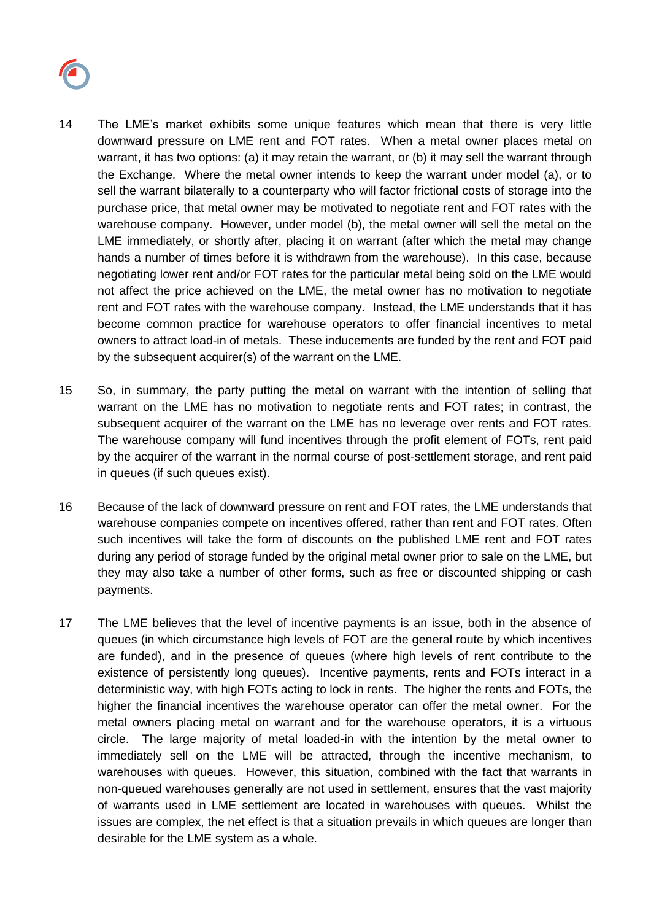14 The LME's market exhibits some unique features which mean that there is very little downward pressure on LME rent and FOT rates. When a metal owner places metal on warrant, it has two options: (a) it may retain the warrant, or (b) it may sell the warrant through the Exchange. Where the metal owner intends to keep the warrant under model (a), or to sell the warrant bilaterally to a counterparty who will factor frictional costs of storage into the purchase price, that metal owner may be motivated to negotiate rent and FOT rates with the warehouse company. However, under model (b), the metal owner will sell the metal on the LME immediately, or shortly after, placing it on warrant (after which the metal may change hands a number of times before it is withdrawn from the warehouse). In this case, because negotiating lower rent and/or FOT rates for the particular metal being sold on the LME would not affect the price achieved on the LME, the metal owner has no motivation to negotiate rent and FOT rates with the warehouse company. Instead, the LME understands that it has become common practice for warehouse operators to offer financial incentives to metal owners to attract load-in of metals. These inducements are funded by the rent and FOT paid by the subsequent acquirer(s) of the warrant on the LME.

15 So, in summary, the party putting the metal on warrant with the intention of selling that warrant on the LME has no motivation to negotiate rents and FOT rates; in contrast, the subsequent acquirer of the warrant on the LME has no leverage over rents and FOT rates. The warehouse company will fund incentives through the profit element of FOTs, rent paid by the acquirer of the warrant in the normal course of post-settlement storage, and rent paid in queues (if such queues exist).

16 Because of the lack of downward pressure on rent and FOT rates, the LME understands that warehouse companies compete on incentives offered, rather than rent and FOT rates. Often such incentives will take the form of discounts on the published LME rent and FOT rates during any period of storage funded by the original metal owner prior to sale on the LME, but they may also take a number of other forms, such as free or discounted shipping or cash payments.

17 The LME believes that the level of incentive payments is an issue, both in the absence of queues (in which circumstance high levels of FOT are the general route by which incentives are funded), and in the presence of queues (where high levels of rent contribute to the existence of persistently long queues). Incentive payments, rents and FOTs interact in a deterministic way, with high FOTs acting to lock in rents. The higher the rents and FOTs, the higher the financial incentives the warehouse operator can offer the metal owner. For the metal owners placing metal on warrant and for the warehouse operators, it is a virtuous circle. The large majority of metal loaded-in with the intention by the metal owner to immediately sell on the LME will be attracted, through the incentive mechanism, to warehouses with queues. However, this situation, combined with the fact that warrants in non-queued warehouses generally are not used in settlement, ensures that the vast majority of warrants used in LME settlement are located in warehouses with queues. Whilst the issues are complex, the net effect is that a situation prevails in which queues are longer than desirable for the LME system as a whole.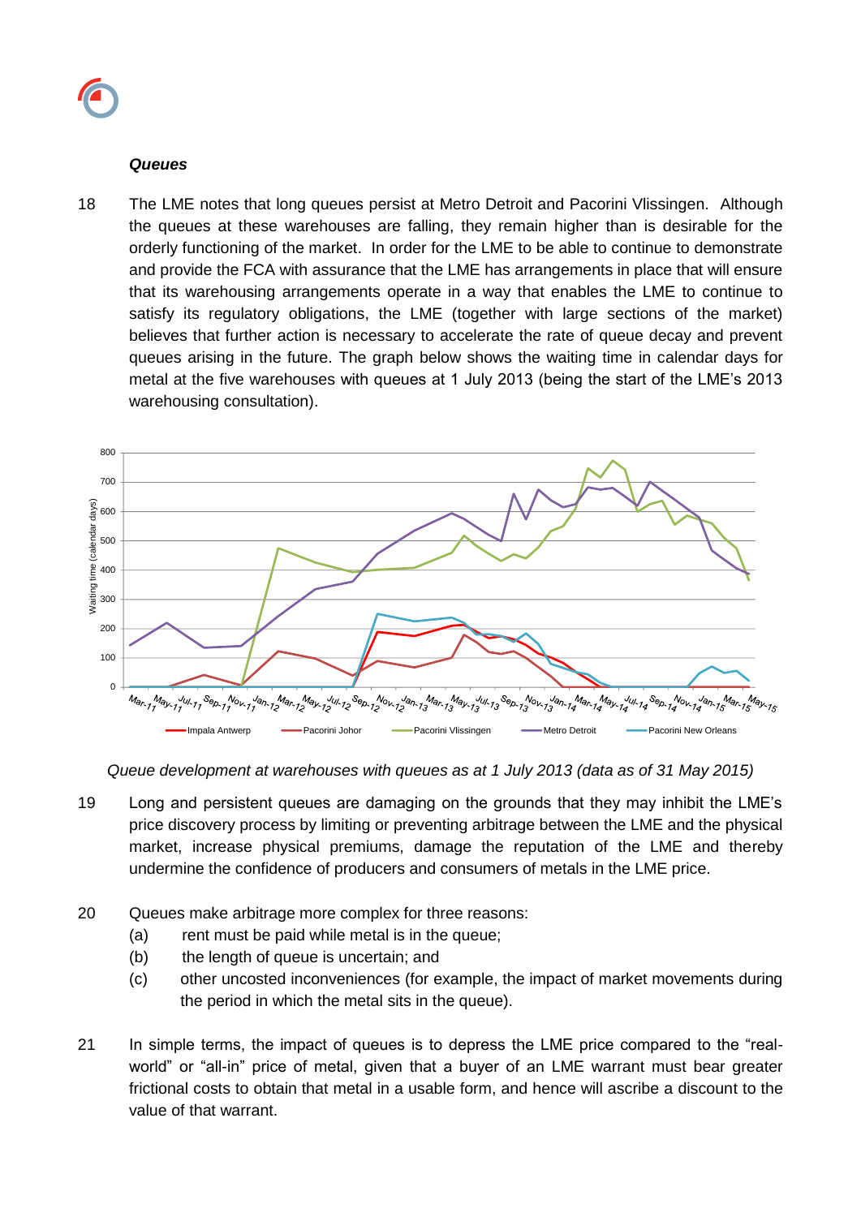***Queues***

18 The LME notes that long queues persist at Metro Detroit and Pacorini Vlissingen. Although the queues at these warehouses are falling, they remain higher than is desirable for the orderly functioning of the market. In order for the LME to be able to continue to demonstrate and provide the FCA with assurance that the LME has arrangements in place that will ensure that its warehousing arrangements operate in a way that enables the LME to continue to satisfy its regulatory obligations, the LME (together with large sections of the market) believes that further action is necessary to accelerate the rate of queue decay and prevent queues arising in the future. The graph below shows the waiting time in calendar days for metal at the five warehouses with queues at 1 July 2013 (being the start of the LME's 2013 warehousing consultation).

*Queue development at warehouses with queues as at 1 July 2013 (data as of 31 May 2015)*

19 Long and persistent queues are damaging on the grounds that they may inhibit the LME's price discovery process by limiting or preventing arbitrage between the LME and the physical market, increase physical premiums, damage the reputation of the LME and thereby undermine the confidence of producers and consumers of metals in the LME price.

20 Queues make arbitrage more complex for three reasons:

(a) rent must be paid while metal is in the queue;

(b) the length of queue is uncertain; and

(c) other uncosted inconveniences (for example, the impact of market movements during the period in which the metal sits in the queue).

21 In simple terms, the impact of queues is to depress the LME price compared to the "real-world" or "all-in" price of metal, given that a buyer of an LME warrant must bear greater frictional costs to obtain that metal in a usable form, and hence will ascribe a discount to the value of that warrant.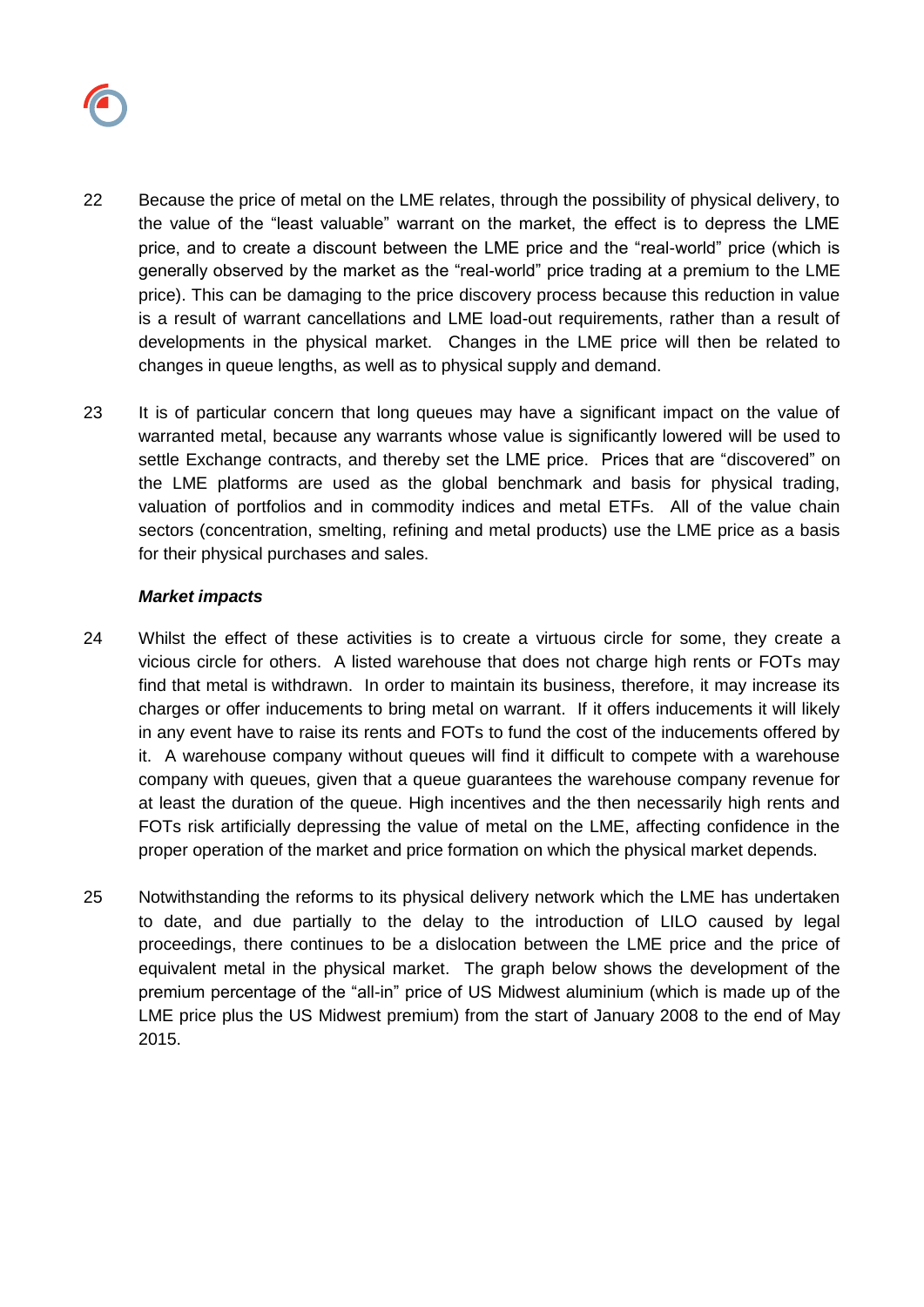22 Because the price of metal on the LME relates, through the possibility of physical delivery, to the value of the "least valuable" warrant on the market, the effect is to depress the LME price, and to create a discount between the LME price and the "real-world" price (which is generally observed by the market as the "real-world" price trading at a premium to the LME price). This can be damaging to the price discovery process because this reduction in value is a result of warrant cancellations and LME load-out requirements, rather than a result of developments in the physical market. Changes in the LME price will then be related to changes in queue lengths, as well as to physical supply and demand.

23 It is of particular concern that long queues may have a significant impact on the value of warranted metal, because any warrants whose value is significantly lowered will be used to settle Exchange contracts, and thereby set the LME price. Prices that are "discovered" on the LME platforms are used as the global benchmark and basis for physical trading, valuation of portfolios and in commodity indices and metal ETFs. All of the value chain sectors (concentration, smelting, refining and metal products) use the LME price as a basis for their physical purchases and sales.

***Market impacts***

24 Whilst the effect of these activities is to create a virtuous circle for some, they create a vicious circle for others. A listed warehouse that does not charge high rents or FOTs may find that metal is withdrawn. In order to maintain its business, therefore, it may increase its charges or offer inducements to bring metal on warrant. If it offers inducements it will likely in any event have to raise its rents and FOTs to fund the cost of the inducements offered by it. A warehouse company without queues will find it difficult to compete with a warehouse company with queues, given that a queue guarantees the warehouse company revenue for at least the duration of the queue. High incentives and the then necessarily high rents and FOTs risk artificially depressing the value of metal on the LME, affecting confidence in the proper operation of the market and price formation on which the physical market depends.

25 Notwithstanding the reforms to its physical delivery network which the LME has undertaken to date, and due partially to the delay to the introduction of LILO caused by legal proceedings, there continues to be a dislocation between the LME price and the price of equivalent metal in the physical market. The graph below shows the development of the premium percentage of the "all-in" price of US Midwest aluminium (which is made up of the LME price plus the US Midwest premium) from the start of January 2008 to the end of May 2015.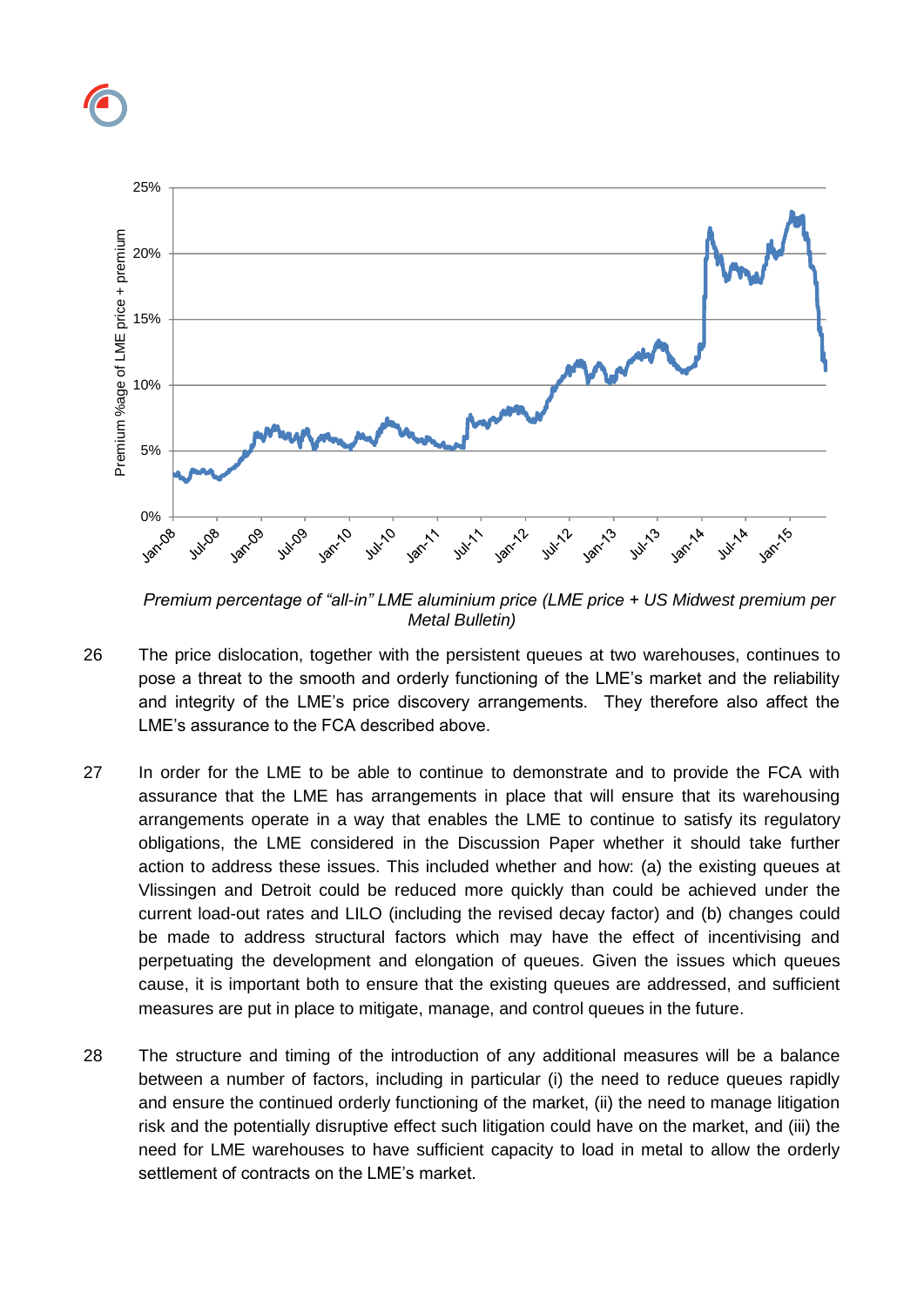*Premium percentage of "all-in" LME aluminium price (LME price + US Midwest premium per Metal Bulletin)*

26 The price dislocation, together with the persistent queues at two warehouses, continues to pose a threat to the smooth and orderly functioning of the LME's market and the reliability and integrity of the LME's price discovery arrangements. They therefore also affect the LME's assurance to the FCA described above.

27 In order for the LME to be able to continue to demonstrate and to provide the FCA with assurance that the LME has arrangements in place that will ensure that its warehousing arrangements operate in a way that enables the LME to continue to satisfy its regulatory obligations, the LME considered in the Discussion Paper whether it should take further action to address these issues. This included whether and how: (a) the existing queues at Vlissingen and Detroit could be reduced more quickly than could be achieved under the current load-out rates and LILO (including the revised decay factor) and (b) changes could be made to address structural factors which may have the effect of incentivising and perpetuating the development and elongation of queues. Given the issues which queues cause, it is important both to ensure that the existing queues are addressed, and sufficient measures are put in place to mitigate, manage, and control queues in the future.

28 The structure and timing of the introduction of any additional measures will be a balance between a number of factors, including in particular (i) the need to reduce queues rapidly and ensure the continued orderly functioning of the market, (ii) the need to manage litigation risk and the potentially disruptive effect such litigation could have on the market, and (iii) the need for LME warehouses to have sufficient capacity to load in metal to allow the orderly settlement of contracts on the LME's market.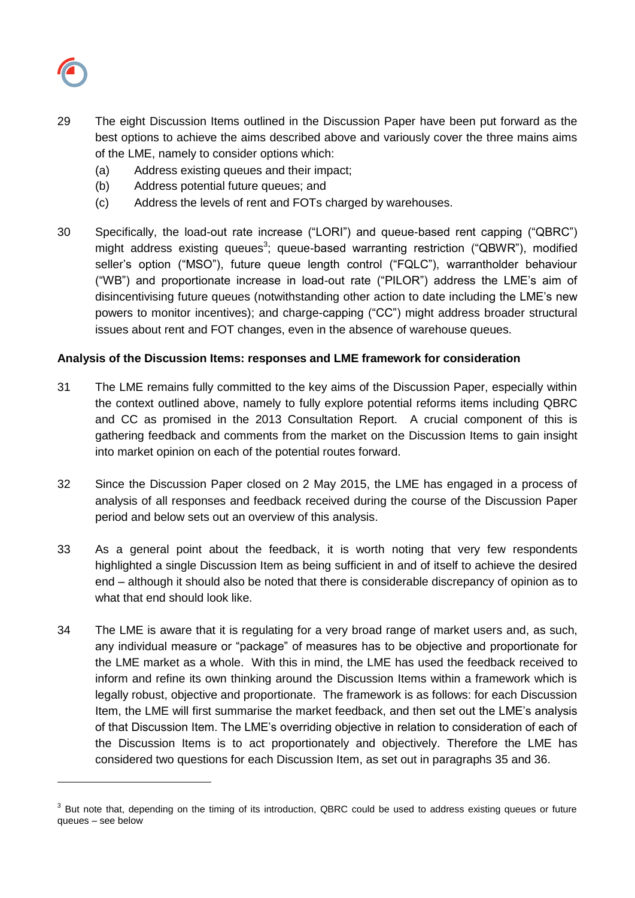29 The eight Discussion Items outlined in the Discussion Paper have been put forward as the best options to achieve the aims described above and variously cover the three mains aims of the LME, namely to consider options which:

(a) Address existing queues and their impact;

(b) Address potential future queues; and

(c) Address the levels of rent and FOTs charged by warehouses.

30 Specifically, the load-out rate increase ("LORI") and queue-based rent capping ("QBRC") might address existing queues[3]; queue-based warranting restriction ("QBWR"), modified seller's option ("MSO"), future queue length control ("FQLC"), warrantholder behaviour ("WB") and proportionate increase in load-out rate ("PILOR") address the LME's aim of disincentivising future queues (notwithstanding other action to date including the LME's new powers to monitor incentives); and charge-capping ("CC") might address broader structural issues about rent and FOT changes, even in the absence of warehouse queues.

**Analysis of the Discussion Items: responses and LME framework for consideration**

31 The LME remains fully committed to the key aims of the Discussion Paper, especially within the context outlined above, namely to fully explore potential reforms items including QBRC and CC as promised in the 2013 Consultation Report. A crucial component of this is gathering feedback and comments from the market on the Discussion Items to gain insight into market opinion on each of the potential routes forward.

32 Since the Discussion Paper closed on 2 May 2015, the LME has engaged in a process of analysis of all responses and feedback received during the course of the Discussion Paper period and below sets out an overview of this analysis.

33 As a general point about the feedback, it is worth noting that very few respondents highlighted a single Discussion Item as being sufficient in and of itself to achieve the desired end – although it should also be noted that there is considerable discrepancy of opinion as to what that end should look like.

34 The LME is aware that it is regulating for a very broad range of market users and, as such, any individual measure or "package" of measures has to be objective and proportionate for the LME market as a whole. With this in mind, the LME has used the feedback received to inform and refine its own thinking around the Discussion Items within a framework which is legally robust, objective and proportionate. The framework is as follows: for each Discussion Item, the LME will first summarise the market feedback, and then set out the LME's analysis of that Discussion Item. The LME's overriding objective in relation to consideration of each of the Discussion Items is to act proportionately and objectively. Therefore the LME has considered two questions for each Discussion Item, as set out in paragraphs 35 and 36.

---

[3] But note that, depending on the timing of its introduction, QBRC could be used to address existing queues or future queues – see below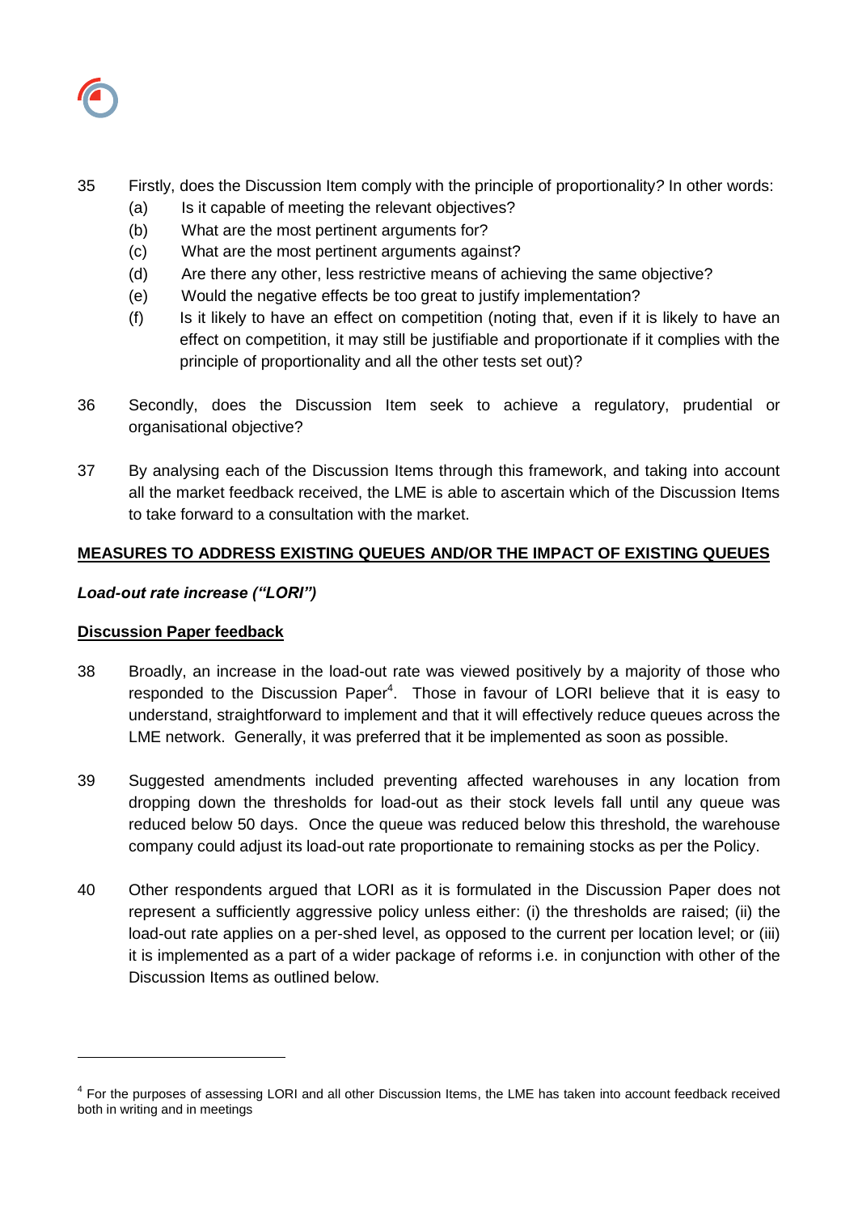35 Firstly, does the Discussion Item comply with the principle of proportionality? In other words:

(a) Is it capable of meeting the relevant objectives?

(b) What are the most pertinent arguments for?

(c) What are the most pertinent arguments against?

(d) Are there any other, less restrictive means of achieving the same objective?

(e) Would the negative effects be too great to justify implementation?

(f) Is it likely to have an effect on competition (noting that, even if it is likely to have an effect on competition, it may still be justifiable and proportionate if it complies with the principle of proportionality and all the other tests set out)?

36 Secondly, does the Discussion Item seek to achieve a regulatory, prudential or organisational objective?

37 By analysing each of the Discussion Items through this framework, and taking into account all the market feedback received, the LME is able to ascertain which of the Discussion Items to take forward to a consultation with the market.

## MEASURES TO ADDRESS EXISTING QUEUES AND/OR THE IMPACT OF EXISTING QUEUES

### *Load-out rate increase ("LORI")*

#### Discussion Paper feedback

38 Broadly, an increase in the load-out rate was viewed positively by a majority of those who responded to the Discussion Paper[4]. Those in favour of LORI believe that it is easy to understand, straightforward to implement and that it will effectively reduce queues across the LME network. Generally, it was preferred that it be implemented as soon as possible.

39 Suggested amendments included preventing affected warehouses in any location from dropping down the thresholds for load-out as their stock levels fall until any queue was reduced below 50 days. Once the queue was reduced below this threshold, the warehouse company could adjust its load-out rate proportionate to remaining stocks as per the Policy.

40 Other respondents argued that LORI as it is formulated in the Discussion Paper does not represent a sufficiently aggressive policy unless either: (i) the thresholds are raised; (ii) the load-out rate applies on a per-shed level, as opposed to the current per location level; or (iii) it is implemented as a part of a wider package of reforms i.e. in conjunction with other of the Discussion Items as outlined below.

[4] For the purposes of assessing LORI and all other Discussion Items, the LME has taken into account feedback received both in writing and in meetings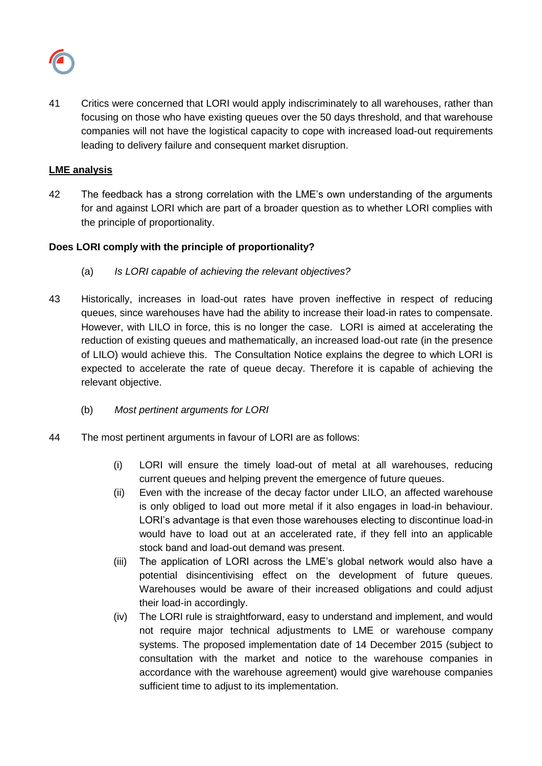41 Critics were concerned that LORI would apply indiscriminately to all warehouses, rather than focusing on those who have existing queues over the 50 days threshold, and that warehouse companies will not have the logistical capacity to cope with increased load-out requirements leading to delivery failure and consequent market disruption.

**LME analysis**

42 The feedback has a strong correlation with the LME's own understanding of the arguments for and against LORI which are part of a broader question as to whether LORI complies with the principle of proportionality.

**Does LORI comply with the principle of proportionality?**

(a) *Is LORI capable of achieving the relevant objectives?*

43 Historically, increases in load-out rates have proven ineffective in respect of reducing queues, since warehouses have had the ability to increase their load-in rates to compensate. However, with LILO in force, this is no longer the case. LORI is aimed at accelerating the reduction of existing queues and mathematically, an increased load-out rate (in the presence of LILO) would achieve this. The Consultation Notice explains the degree to which LORI is expected to accelerate the rate of queue decay. Therefore it is capable of achieving the relevant objective.

(b) *Most pertinent arguments for LORI*

44 The most pertinent arguments in favour of LORI are as follows:

(i) LORI will ensure the timely load-out of metal at all warehouses, reducing current queues and helping prevent the emergence of future queues.

(ii) Even with the increase of the decay factor under LILO, an affected warehouse is only obliged to load out more metal if it also engages in load-in behaviour. LORI's advantage is that even those warehouses electing to discontinue load-in would have to load out at an accelerated rate, if they fell into an applicable stock band and load-out demand was present.

(iii) The application of LORI across the LME's global network would also have a potential disincentivising effect on the development of future queues. Warehouses would be aware of their increased obligations and could adjust their load-in accordingly.

(iv) The LORI rule is straightforward, easy to understand and implement, and would not require major technical adjustments to LME or warehouse company systems. The proposed implementation date of 14 December 2015 (subject to consultation with the market and notice to the warehouse companies in accordance with the warehouse agreement) would give warehouse companies sufficient time to adjust to its implementation.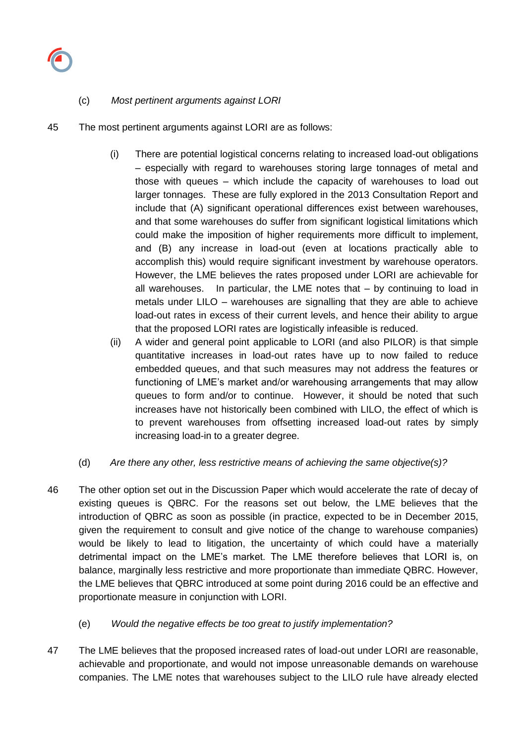(c) *Most pertinent arguments against LORI*

45 The most pertinent arguments against LORI are as follows:

(i) There are potential logistical concerns relating to increased load-out obligations – especially with regard to warehouses storing large tonnages of metal and those with queues – which include the capacity of warehouses to load out larger tonnages. These are fully explored in the 2013 Consultation Report and include that (A) significant operational differences exist between warehouses, and that some warehouses do suffer from significant logistical limitations which could make the imposition of higher requirements more difficult to implement, and (B) any increase in load-out (even at locations practically able to accomplish this) would require significant investment by warehouse operators. However, the LME believes the rates proposed under LORI are achievable for all warehouses. In particular, the LME notes that – by continuing to load in metals under LILO – warehouses are signalling that they are able to achieve load-out rates in excess of their current levels, and hence their ability to argue that the proposed LORI rates are logistically infeasible is reduced.

(ii) A wider and general point applicable to LORI (and also PILOR) is that simple quantitative increases in load-out rates have up to now failed to reduce embedded queues, and that such measures may not address the features or functioning of LME's market and/or warehousing arrangements that may allow queues to form and/or to continue. However, it should be noted that such increases have not historically been combined with LILO, the effect of which is to prevent warehouses from offsetting increased load-out rates by simply increasing load-in to a greater degree.

(d) *Are there any other, less restrictive means of achieving the same objective(s)?*

46 The other option set out in the Discussion Paper which would accelerate the rate of decay of existing queues is QBRC. For the reasons set out below, the LME believes that the introduction of QBRC as soon as possible (in practice, expected to be in December 2015, given the requirement to consult and give notice of the change to warehouse companies) would be likely to lead to litigation, the uncertainty of which could have a materially detrimental impact on the LME's market. The LME therefore believes that LORI is, on balance, marginally less restrictive and more proportionate than immediate QBRC. However, the LME believes that QBRC introduced at some point during 2016 could be an effective and proportionate measure in conjunction with LORI.

(e) *Would the negative effects be too great to justify implementation?*

47 The LME believes that the proposed increased rates of load-out under LORI are reasonable, achievable and proportionate, and would not impose unreasonable demands on warehouse companies. The LME notes that warehouses subject to the LILO rule have already elected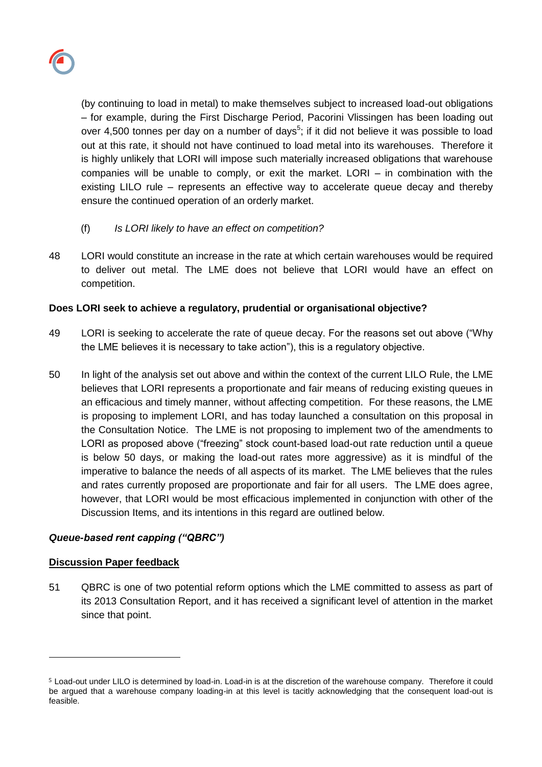(by continuing to load in metal) to make themselves subject to increased load-out obligations – for example, during the First Discharge Period, Pacorini Vlissingen has been loading out over 4,500 tonnes per day on a number of days[5]; if it did not believe it was possible to load out at this rate, it should not have continued to load metal into its warehouses. Therefore it is highly unlikely that LORI will impose such materially increased obligations that warehouse companies will be unable to comply, or exit the market. LORI – in combination with the existing LILO rule – represents an effective way to accelerate queue decay and thereby ensure the continued operation of an orderly market.

(f) *Is LORI likely to have an effect on competition?*

48 LORI would constitute an increase in the rate at which certain warehouses would be required to deliver out metal. The LME does not believe that LORI would have an effect on competition.

**Does LORI seek to achieve a regulatory, prudential or organisational objective?**

49 LORI is seeking to accelerate the rate of queue decay. For the reasons set out above ("Why the LME believes it is necessary to take action"), this is a regulatory objective.

50 In light of the analysis set out above and within the context of the current LILO Rule, the LME believes that LORI represents a proportionate and fair means of reducing existing queues in an efficacious and timely manner, without affecting competition. For these reasons, the LME is proposing to implement LORI, and has today launched a consultation on this proposal in the Consultation Notice. The LME is not proposing to implement two of the amendments to LORI as proposed above ("freezing" stock count-based load-out rate reduction until a queue is below 50 days, or making the load-out rates more aggressive) as it is mindful of the imperative to balance the needs of all aspects of its market. The LME believes that the rules and rates currently proposed are proportionate and fair for all users. The LME does agree, however, that LORI would be most efficacious implemented in conjunction with other of the Discussion Items, and its intentions in this regard are outlined below.

***Queue-based rent capping ("QBRC")***

**Discussion Paper feedback**

51 QBRC is one of two potential reform options which the LME committed to assess as part of its 2013 Consultation Report, and it has received a significant level of attention in the market since that point.

---

[5] Load-out under LILO is determined by load-in. Load-in is at the discretion of the warehouse company. Therefore it could be argued that a warehouse company loading-in at this level is tacitly acknowledging that the consequent load-out is feasible.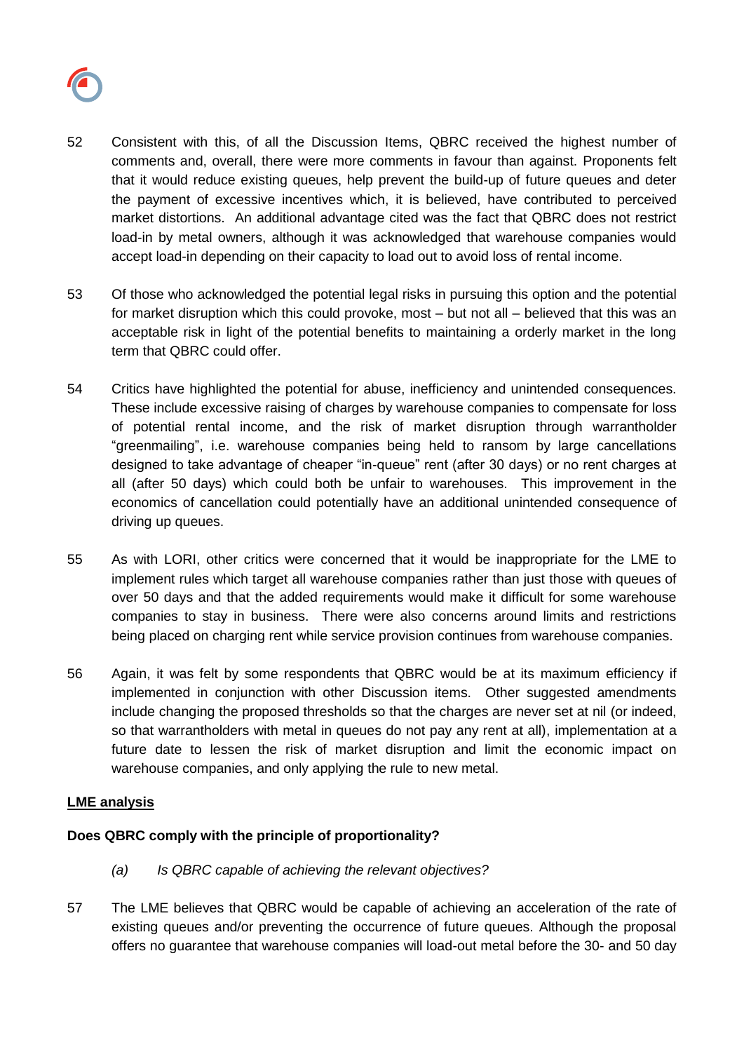52 Consistent with this, of all the Discussion Items, QBRC received the highest number of comments and, overall, there were more comments in favour than against. Proponents felt that it would reduce existing queues, help prevent the build-up of future queues and deter the payment of excessive incentives which, it is believed, have contributed to perceived market distortions. An additional advantage cited was the fact that QBRC does not restrict load-in by metal owners, although it was acknowledged that warehouse companies would accept load-in depending on their capacity to load out to avoid loss of rental income.

53 Of those who acknowledged the potential legal risks in pursuing this option and the potential for market disruption which this could provoke, most – but not all – believed that this was an acceptable risk in light of the potential benefits to maintaining a orderly market in the long term that QBRC could offer.

54 Critics have highlighted the potential for abuse, inefficiency and unintended consequences. These include excessive raising of charges by warehouse companies to compensate for loss of potential rental income, and the risk of market disruption through warrantholder "greenmailing", i.e. warehouse companies being held to ransom by large cancellations designed to take advantage of cheaper "in-queue" rent (after 30 days) or no rent charges at all (after 50 days) which could both be unfair to warehouses. This improvement in the economics of cancellation could potentially have an additional unintended consequence of driving up queues.

55 As with LORI, other critics were concerned that it would be inappropriate for the LME to implement rules which target all warehouse companies rather than just those with queues of over 50 days and that the added requirements would make it difficult for some warehouse companies to stay in business. There were also concerns around limits and restrictions being placed on charging rent while service provision continues from warehouse companies.

56 Again, it was felt by some respondents that QBRC would be at its maximum efficiency if implemented in conjunction with other Discussion items. Other suggested amendments include changing the proposed thresholds so that the charges are never set at nil (or indeed, so that warrantholders with metal in queues do not pay any rent at all), implementation at a future date to lessen the risk of market disruption and limit the economic impact on warehouse companies, and only applying the rule to new metal.

**<u>LME analysis</u>**

**Does QBRC comply with the principle of proportionality?**

*(a) Is QBRC capable of achieving the relevant objectives?*

57 The LME believes that QBRC would be capable of achieving an acceleration of the rate of existing queues and/or preventing the occurrence of future queues. Although the proposal offers no guarantee that warehouse companies will load-out metal before the 30- and 50 day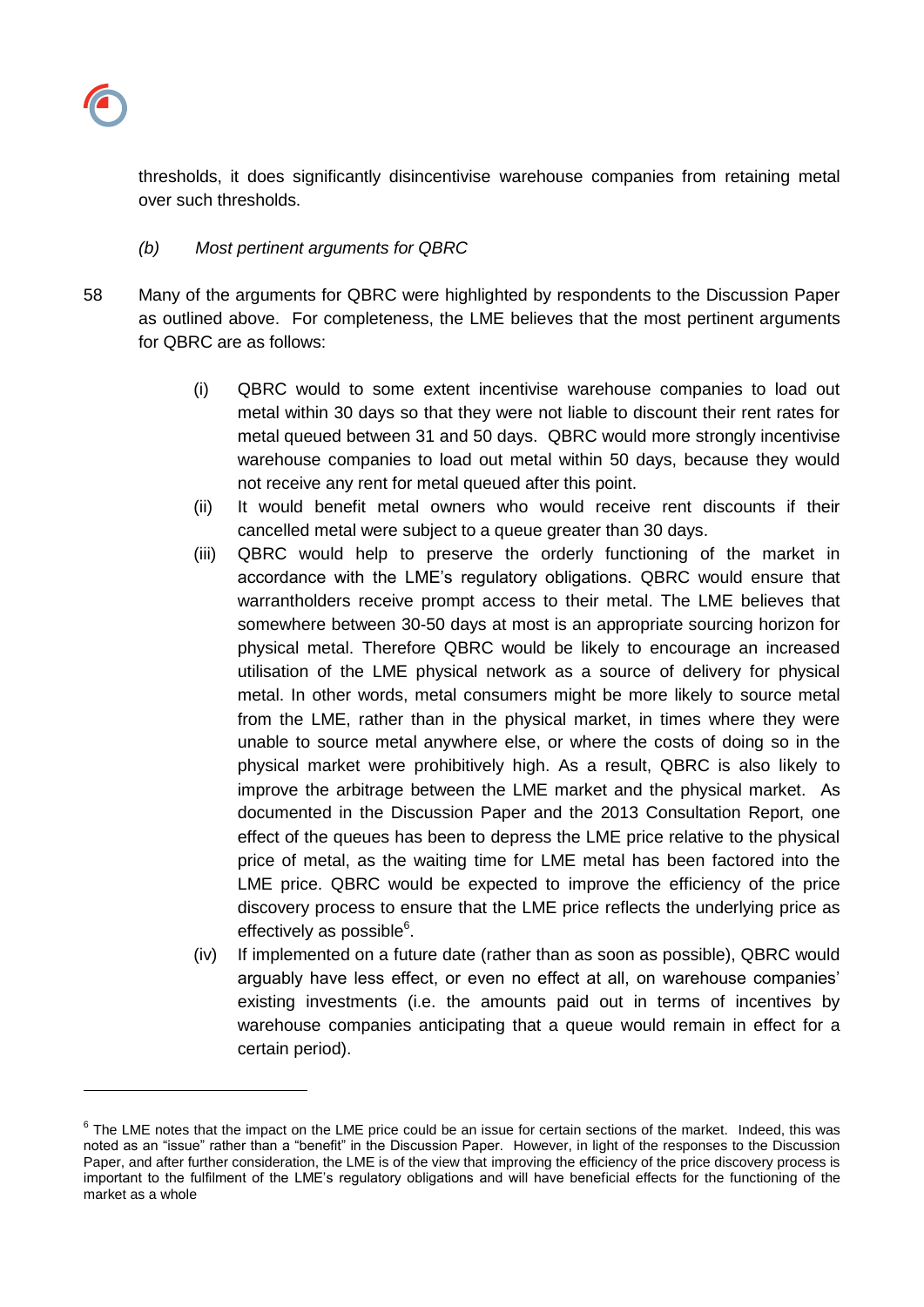thresholds, it does significantly disincentivise warehouse companies from retaining metal over such thresholds.

*(b) Most pertinent arguments for QBRC*

58 Many of the arguments for QBRC were highlighted by respondents to the Discussion Paper as outlined above. For completeness, the LME believes that the most pertinent arguments for QBRC are as follows:

(i) QBRC would to some extent incentivise warehouse companies to load out metal within 30 days so that they were not liable to discount their rent rates for metal queued between 31 and 50 days. QBRC would more strongly incentivise warehouse companies to load out metal within 50 days, because they would not receive any rent for metal queued after this point.

(ii) It would benefit metal owners who would receive rent discounts if their cancelled metal were subject to a queue greater than 30 days.

(iii) QBRC would help to preserve the orderly functioning of the market in accordance with the LME's regulatory obligations. QBRC would ensure that warrantholders receive prompt access to their metal. The LME believes that somewhere between 30-50 days at most is an appropriate sourcing horizon for physical metal. Therefore QBRC would be likely to encourage an increased utilisation of the LME physical network as a source of delivery for physical metal. In other words, metal consumers might be more likely to source metal from the LME, rather than in the physical market, in times where they were unable to source metal anywhere else, or where the costs of doing so in the physical market were prohibitively high. As a result, QBRC is also likely to improve the arbitrage between the LME market and the physical market. As documented in the Discussion Paper and the 2013 Consultation Report, one effect of the queues has been to depress the LME price relative to the physical price of metal, as the waiting time for LME metal has been factored into the LME price. QBRC would be expected to improve the efficiency of the price discovery process to ensure that the LME price reflects the underlying price as effectively as possible[6].

(iv) If implemented on a future date (rather than as soon as possible), QBRC would arguably have less effect, or even no effect at all, on warehouse companies' existing investments (i.e. the amounts paid out in terms of incentives by warehouse companies anticipating that a queue would remain in effect for a certain period).

---

[6] The LME notes that the impact on the LME price could be an issue for certain sections of the market. Indeed, this was noted as an "issue" rather than a "benefit" in the Discussion Paper. However, in light of the responses to the Discussion Paper, and after further consideration, the LME is of the view that improving the efficiency of the price discovery process is important to the fulfilment of the LME's regulatory obligations and will have beneficial effects for the functioning of the market as a whole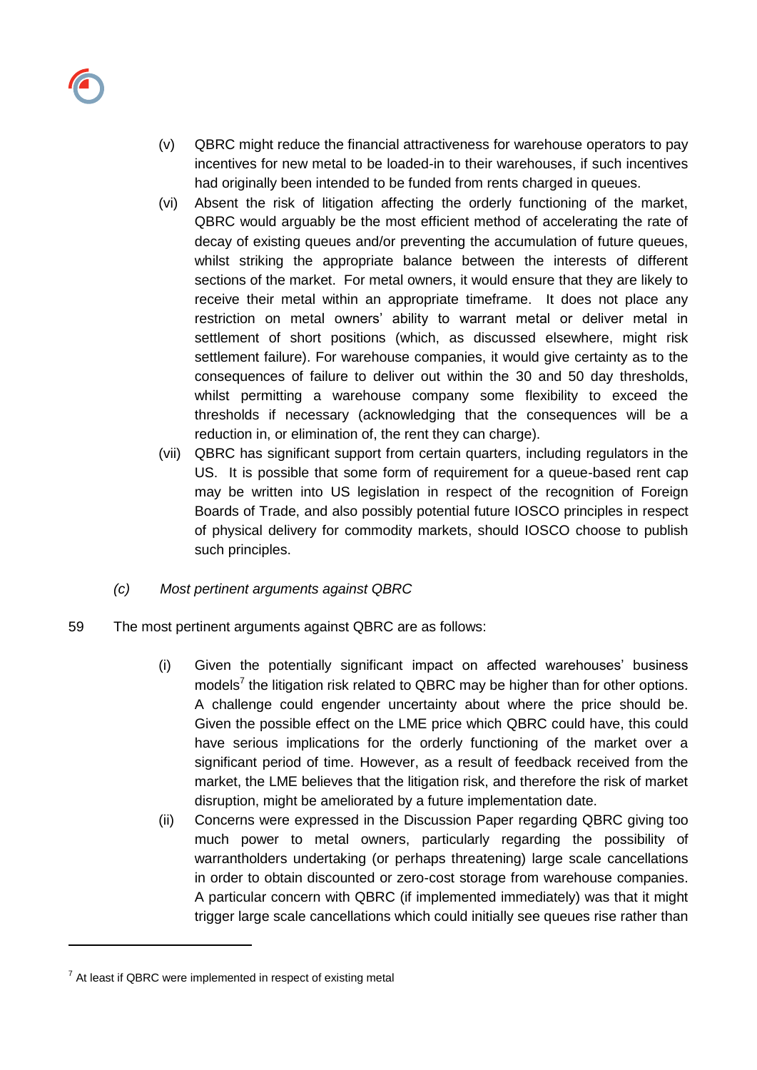(v) QBRC might reduce the financial attractiveness for warehouse operators to pay incentives for new metal to be loaded-in to their warehouses, if such incentives had originally been intended to be funded from rents charged in queues.

(vi) Absent the risk of litigation affecting the orderly functioning of the market, QBRC would arguably be the most efficient method of accelerating the rate of decay of existing queues and/or preventing the accumulation of future queues, whilst striking the appropriate balance between the interests of different sections of the market. For metal owners, it would ensure that they are likely to receive their metal within an appropriate timeframe. It does not place any restriction on metal owners' ability to warrant metal or deliver metal in settlement of short positions (which, as discussed elsewhere, might risk settlement failure). For warehouse companies, it would give certainty as to the consequences of failure to deliver out within the 30 and 50 day thresholds, whilst permitting a warehouse company some flexibility to exceed the thresholds if necessary (acknowledging that the consequences will be a reduction in, or elimination of, the rent they can charge).

(vii) QBRC has significant support from certain quarters, including regulators in the US. It is possible that some form of requirement for a queue-based rent cap may be written into US legislation in respect of the recognition of Foreign Boards of Trade, and also possibly potential future IOSCO principles in respect of physical delivery for commodity markets, should IOSCO choose to publish such principles.

*(c) Most pertinent arguments against QBRC*

59 The most pertinent arguments against QBRC are as follows:

(i) Given the potentially significant impact on affected warehouses' business models[7] the litigation risk related to QBRC may be higher than for other options. A challenge could engender uncertainty about where the price should be. Given the possible effect on the LME price which QBRC could have, this could have serious implications for the orderly functioning of the market over a significant period of time. However, as a result of feedback received from the market, the LME believes that the litigation risk, and therefore the risk of market disruption, might be ameliorated by a future implementation date.

(ii) Concerns were expressed in the Discussion Paper regarding QBRC giving too much power to metal owners, particularly regarding the possibility of warrantholders undertaking (or perhaps threatening) large scale cancellations in order to obtain discounted or zero-cost storage from warehouse companies. A particular concern with QBRC (if implemented immediately) was that it might trigger large scale cancellations which could initially see queues rise rather than

[7] At least if QBRC were implemented in respect of existing metal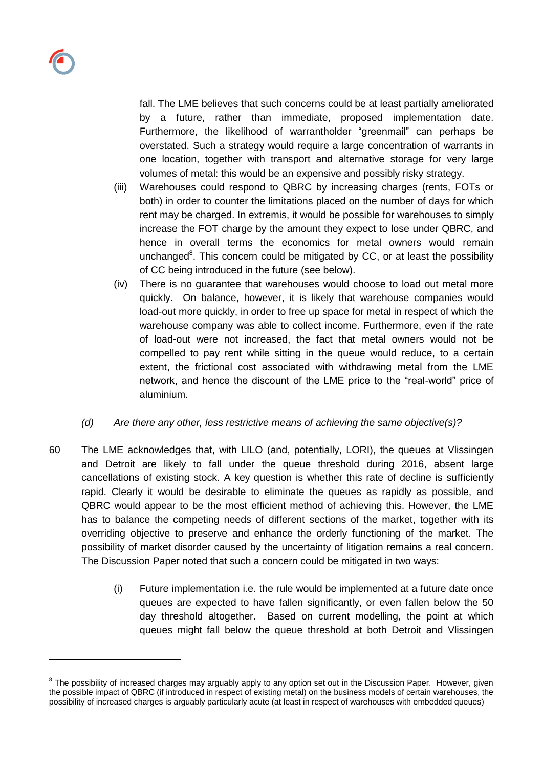fall. The LME believes that such concerns could be at least partially ameliorated by a future, rather than immediate, proposed implementation date. Furthermore, the likelihood of warrantholder "greenmail" can perhaps be overstated. Such a strategy would require a large concentration of warrants in one location, together with transport and alternative storage for very large volumes of metal: this would be an expensive and possibly risky strategy.

(iii) Warehouses could respond to QBRC by increasing charges (rents, FOTs or both) in order to counter the limitations placed on the number of days for which rent may be charged. In extremis, it would be possible for warehouses to simply increase the FOT charge by the amount they expect to lose under QBRC, and hence in overall terms the economics for metal owners would remain unchanged[8]. This concern could be mitigated by CC, or at least the possibility of CC being introduced in the future (see below).

(iv) There is no guarantee that warehouses would choose to load out metal more quickly. On balance, however, it is likely that warehouse companies would load-out more quickly, in order to free up space for metal in respect of which the warehouse company was able to collect income. Furthermore, even if the rate of load-out were not increased, the fact that metal owners would not be compelled to pay rent while sitting in the queue would reduce, to a certain extent, the frictional cost associated with withdrawing metal from the LME network, and hence the discount of the LME price to the "real-world" price of aluminium.

*(d) Are there any other, less restrictive means of achieving the same objective(s)?*

60 The LME acknowledges that, with LILO (and, potentially, LORI), the queues at Vlissingen and Detroit are likely to fall under the queue threshold during 2016, absent large cancellations of existing stock. A key question is whether this rate of decline is sufficiently rapid. Clearly it would be desirable to eliminate the queues as rapidly as possible, and QBRC would appear to be the most efficient method of achieving this. However, the LME has to balance the competing needs of different sections of the market, together with its overriding objective to preserve and enhance the orderly functioning of the market. The possibility of market disorder caused by the uncertainty of litigation remains a real concern. The Discussion Paper noted that such a concern could be mitigated in two ways:

(i) Future implementation i.e. the rule would be implemented at a future date once queues are expected to have fallen significantly, or even fallen below the 50 day threshold altogether. Based on current modelling, the point at which queues might fall below the queue threshold at both Detroit and Vlissingen

---

[8] The possibility of increased charges may arguably apply to any option set out in the Discussion Paper. However, given the possible impact of QBRC (if introduced in respect of existing metal) on the business models of certain warehouses, the possibility of increased charges is arguably particularly acute (at least in respect of warehouses with embedded queues)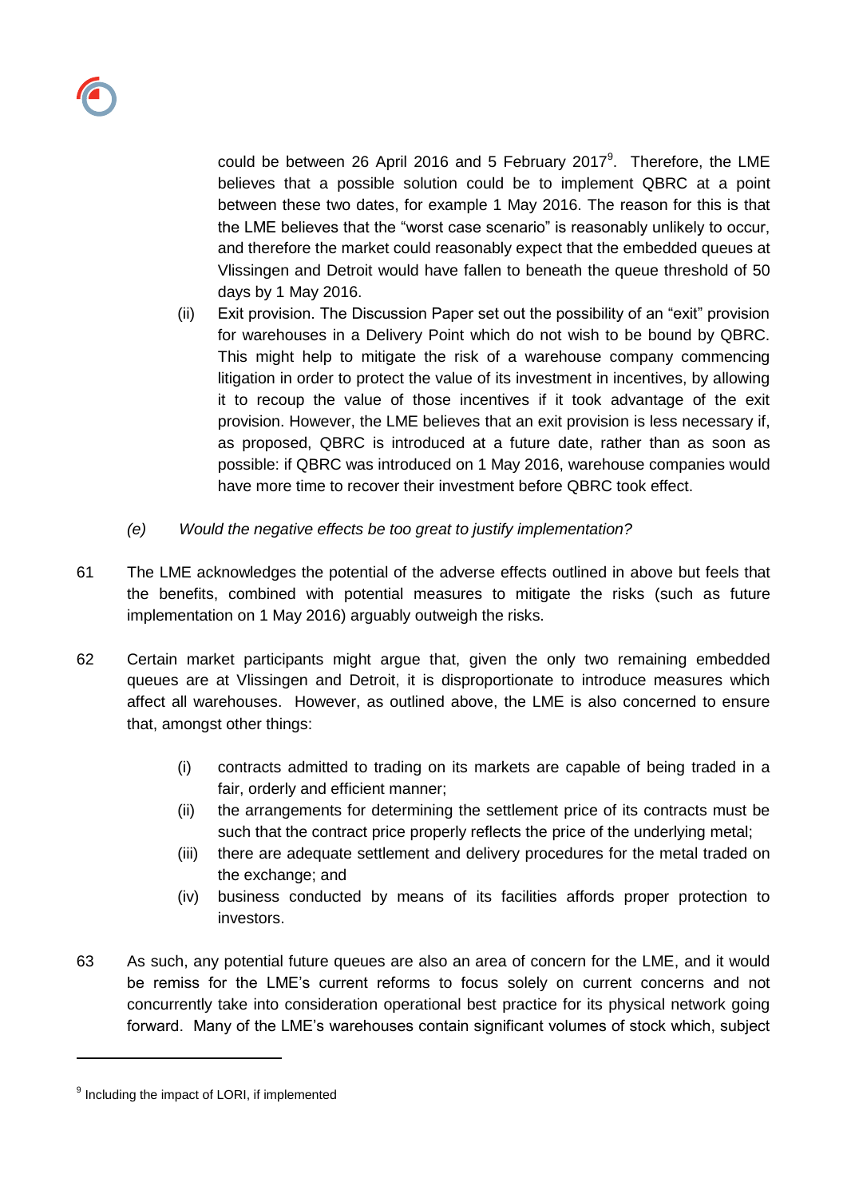could be between 26 April 2016 and 5 February 2017[9]. Therefore, the LME believes that a possible solution could be to implement QBRC at a point between these two dates, for example 1 May 2016. The reason for this is that the LME believes that the "worst case scenario" is reasonably unlikely to occur, and therefore the market could reasonably expect that the embedded queues at Vlissingen and Detroit would have fallen to beneath the queue threshold of 50 days by 1 May 2016.

(ii) Exit provision. The Discussion Paper set out the possibility of an "exit" provision for warehouses in a Delivery Point which do not wish to be bound by QBRC. This might help to mitigate the risk of a warehouse company commencing litigation in order to protect the value of its investment in incentives, by allowing it to recoup the value of those incentives if it took advantage of the exit provision. However, the LME believes that an exit provision is less necessary if, as proposed, QBRC is introduced at a future date, rather than as soon as possible: if QBRC was introduced on 1 May 2016, warehouse companies would have more time to recover their investment before QBRC took effect.

*(e) Would the negative effects be too great to justify implementation?*

61 The LME acknowledges the potential of the adverse effects outlined in above but feels that the benefits, combined with potential measures to mitigate the risks (such as future implementation on 1 May 2016) arguably outweigh the risks.

62 Certain market participants might argue that, given the only two remaining embedded queues are at Vlissingen and Detroit, it is disproportionate to introduce measures which affect all warehouses. However, as outlined above, the LME is also concerned to ensure that, amongst other things:

(i) contracts admitted to trading on its markets are capable of being traded in a fair, orderly and efficient manner;
(ii) the arrangements for determining the settlement price of its contracts must be such that the contract price properly reflects the price of the underlying metal;
(iii) there are adequate settlement and delivery procedures for the metal traded on the exchange; and
(iv) business conducted by means of its facilities affords proper protection to investors.

63 As such, any potential future queues are also an area of concern for the LME, and it would be remiss for the LME's current reforms to focus solely on current concerns and not concurrently take into consideration operational best practice for its physical network going forward. Many of the LME's warehouses contain significant volumes of stock which, subject

[9] Including the impact of LORI, if implemented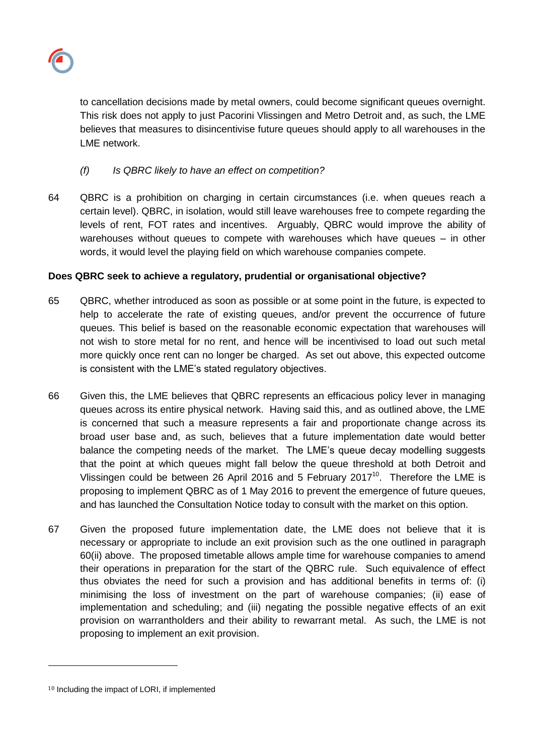to cancellation decisions made by metal owners, could become significant queues overnight. This risk does not apply to just Pacorini Vlissingen and Metro Detroit and, as such, the LME believes that measures to disincentivise future queues should apply to all warehouses in the LME network.

*(f) Is QBRC likely to have an effect on competition?*

64 QBRC is a prohibition on charging in certain circumstances (i.e. when queues reach a certain level). QBRC, in isolation, would still leave warehouses free to compete regarding the levels of rent, FOT rates and incentives. Arguably, QBRC would improve the ability of warehouses without queues to compete with warehouses which have queues – in other words, it would level the playing field on which warehouse companies compete.

**Does QBRC seek to achieve a regulatory, prudential or organisational objective?**

65 QBRC, whether introduced as soon as possible or at some point in the future, is expected to help to accelerate the rate of existing queues, and/or prevent the occurrence of future queues. This belief is based on the reasonable economic expectation that warehouses will not wish to store metal for no rent, and hence will be incentivised to load out such metal more quickly once rent can no longer be charged. As set out above, this expected outcome is consistent with the LME's stated regulatory objectives.

66 Given this, the LME believes that QBRC represents an efficacious policy lever in managing queues across its entire physical network. Having said this, and as outlined above, the LME is concerned that such a measure represents a fair and proportionate change across its broad user base and, as such, believes that a future implementation date would better balance the competing needs of the market. The LME's queue decay modelling suggests that the point at which queues might fall below the queue threshold at both Detroit and Vlissingen could be between 26 April 2016 and 5 February 2017[10]. Therefore the LME is proposing to implement QBRC as of 1 May 2016 to prevent the emergence of future queues, and has launched the Consultation Notice today to consult with the market on this option.

67 Given the proposed future implementation date, the LME does not believe that it is necessary or appropriate to include an exit provision such as the one outlined in paragraph 60(ii) above. The proposed timetable allows ample time for warehouse companies to amend their operations in preparation for the start of the QBRC rule. Such equivalence of effect thus obviates the need for such a provision and has additional benefits in terms of: (i) minimising the loss of investment on the part of warehouse companies; (ii) ease of implementation and scheduling; and (iii) negating the possible negative effects of an exit provision on warrantholders and their ability to rewarrant metal. As such, the LME is not proposing to implement an exit provision.

---

[10] Including the impact of LORI, if implemented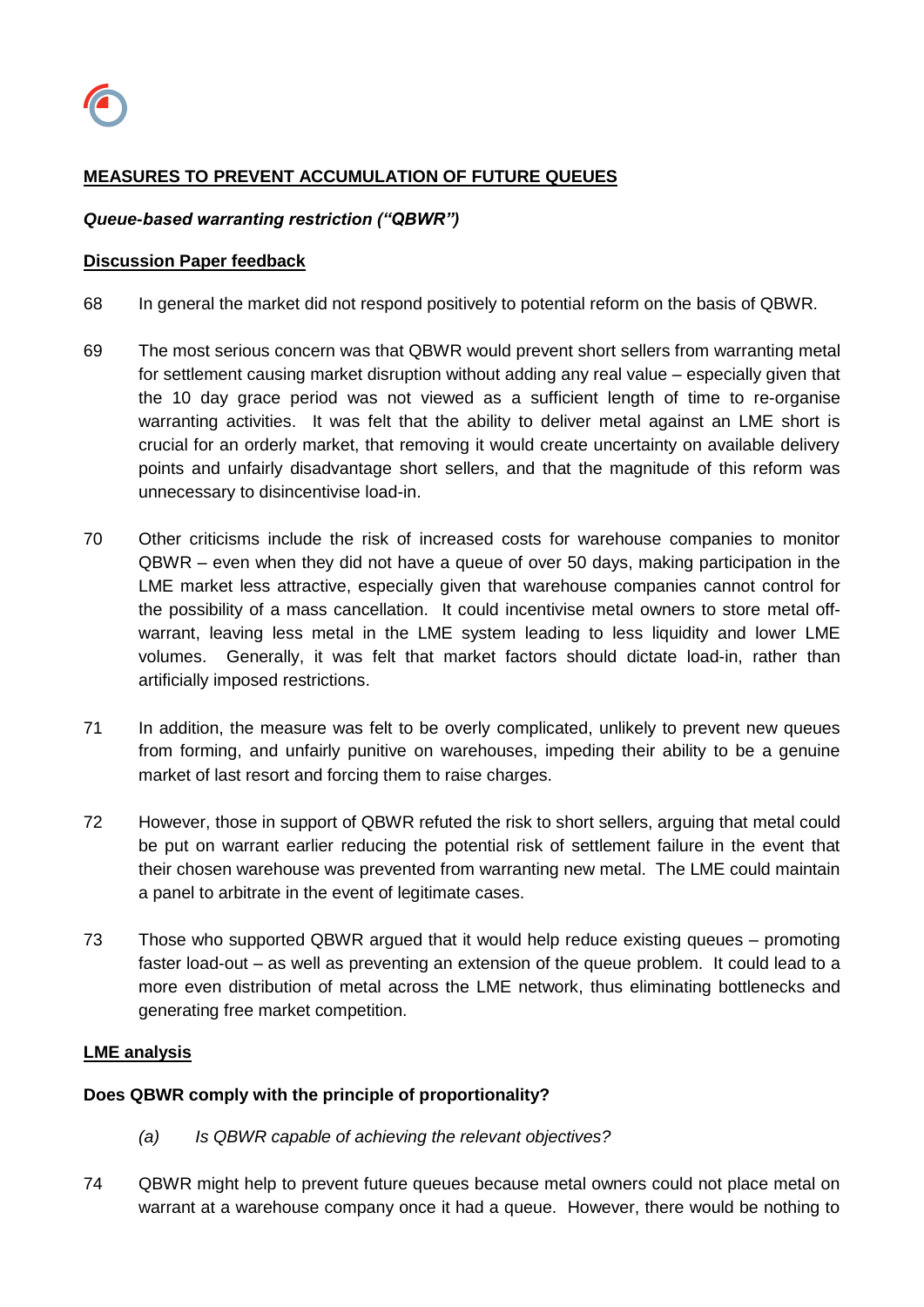## MEASURES TO PREVENT ACCUMULATION OF FUTURE QUEUES

### *Queue-based warranting restriction ("QBWR")*

### Discussion Paper feedback

68 In general the market did not respond positively to potential reform on the basis of QBWR.

69 The most serious concern was that QBWR would prevent short sellers from warranting metal for settlement causing market disruption without adding any real value – especially given that the 10 day grace period was not viewed as a sufficient length of time to re-organise warranting activities. It was felt that the ability to deliver metal against an LME short is crucial for an orderly market, that removing it would create uncertainty on available delivery points and unfairly disadvantage short sellers, and that the magnitude of this reform was unnecessary to disincentivise load-in.

70 Other criticisms include the risk of increased costs for warehouse companies to monitor QBWR – even when they did not have a queue of over 50 days, making participation in the LME market less attractive, especially given that warehouse companies cannot control for the possibility of a mass cancellation. It could incentivise metal owners to store metal off-warrant, leaving less metal in the LME system leading to less liquidity and lower LME volumes. Generally, it was felt that market factors should dictate load-in, rather than artificially imposed restrictions.

71 In addition, the measure was felt to be overly complicated, unlikely to prevent new queues from forming, and unfairly punitive on warehouses, impeding their ability to be a genuine market of last resort and forcing them to raise charges.

72 However, those in support of QBWR refuted the risk to short sellers, arguing that metal could be put on warrant earlier reducing the potential risk of settlement failure in the event that their chosen warehouse was prevented from warranting new metal. The LME could maintain a panel to arbitrate in the event of legitimate cases.

73 Those who supported QBWR argued that it would help reduce existing queues – promoting faster load-out – as well as preventing an extension of the queue problem. It could lead to a more even distribution of metal across the LME network, thus eliminating bottlenecks and generating free market competition.

### LME analysis

**Does QBWR comply with the principle of proportionality?**

*(a) Is QBWR capable of achieving the relevant objectives?*

74 QBWR might help to prevent future queues because metal owners could not place metal on warrant at a warehouse company once it had a queue. However, there would be nothing to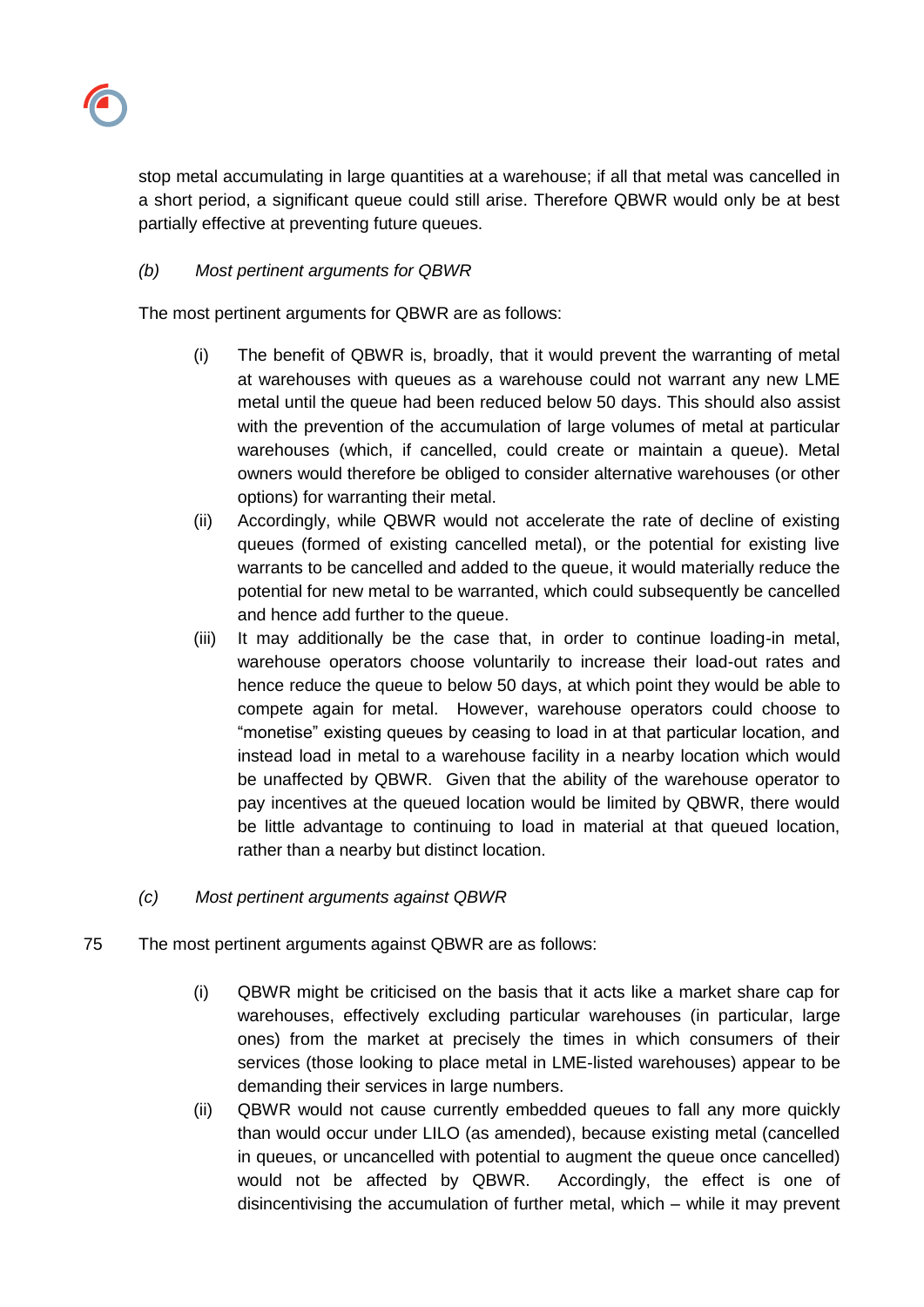stop metal accumulating in large quantities at a warehouse; if all that metal was cancelled in a short period, a significant queue could still arise. Therefore QBWR would only be at best partially effective at preventing future queues.

*(b) Most pertinent arguments for QBWR*

The most pertinent arguments for QBWR are as follows:

(i) The benefit of QBWR is, broadly, that it would prevent the warranting of metal at warehouses with queues as a warehouse could not warrant any new LME metal until the queue had been reduced below 50 days. This should also assist with the prevention of the accumulation of large volumes of metal at particular warehouses (which, if cancelled, could create or maintain a queue). Metal owners would therefore be obliged to consider alternative warehouses (or other options) for warranting their metal.

(ii) Accordingly, while QBWR would not accelerate the rate of decline of existing queues (formed of existing cancelled metal), or the potential for existing live warrants to be cancelled and added to the queue, it would materially reduce the potential for new metal to be warranted, which could subsequently be cancelled and hence add further to the queue.

(iii) It may additionally be the case that, in order to continue loading-in metal, warehouse operators choose voluntarily to increase their load-out rates and hence reduce the queue to below 50 days, at which point they would be able to compete again for metal. However, warehouse operators could choose to "monetise" existing queues by ceasing to load in at that particular location, and instead load in metal to a warehouse facility in a nearby location which would be unaffected by QBWR. Given that the ability of the warehouse operator to pay incentives at the queued location would be limited by QBWR, there would be little advantage to continuing to load in material at that queued location, rather than a nearby but distinct location.

*(c) Most pertinent arguments against QBWR*

75 The most pertinent arguments against QBWR are as follows:

(i) QBWR might be criticised on the basis that it acts like a market share cap for warehouses, effectively excluding particular warehouses (in particular, large ones) from the market at precisely the times in which consumers of their services (those looking to place metal in LME-listed warehouses) appear to be demanding their services in large numbers.

(ii) QBWR would not cause currently embedded queues to fall any more quickly than would occur under LILO (as amended), because existing metal (cancelled in queues, or uncancelled with potential to augment the queue once cancelled) would not be affected by QBWR. Accordingly, the effect is one of disincentivising the accumulation of further metal, which – while it may prevent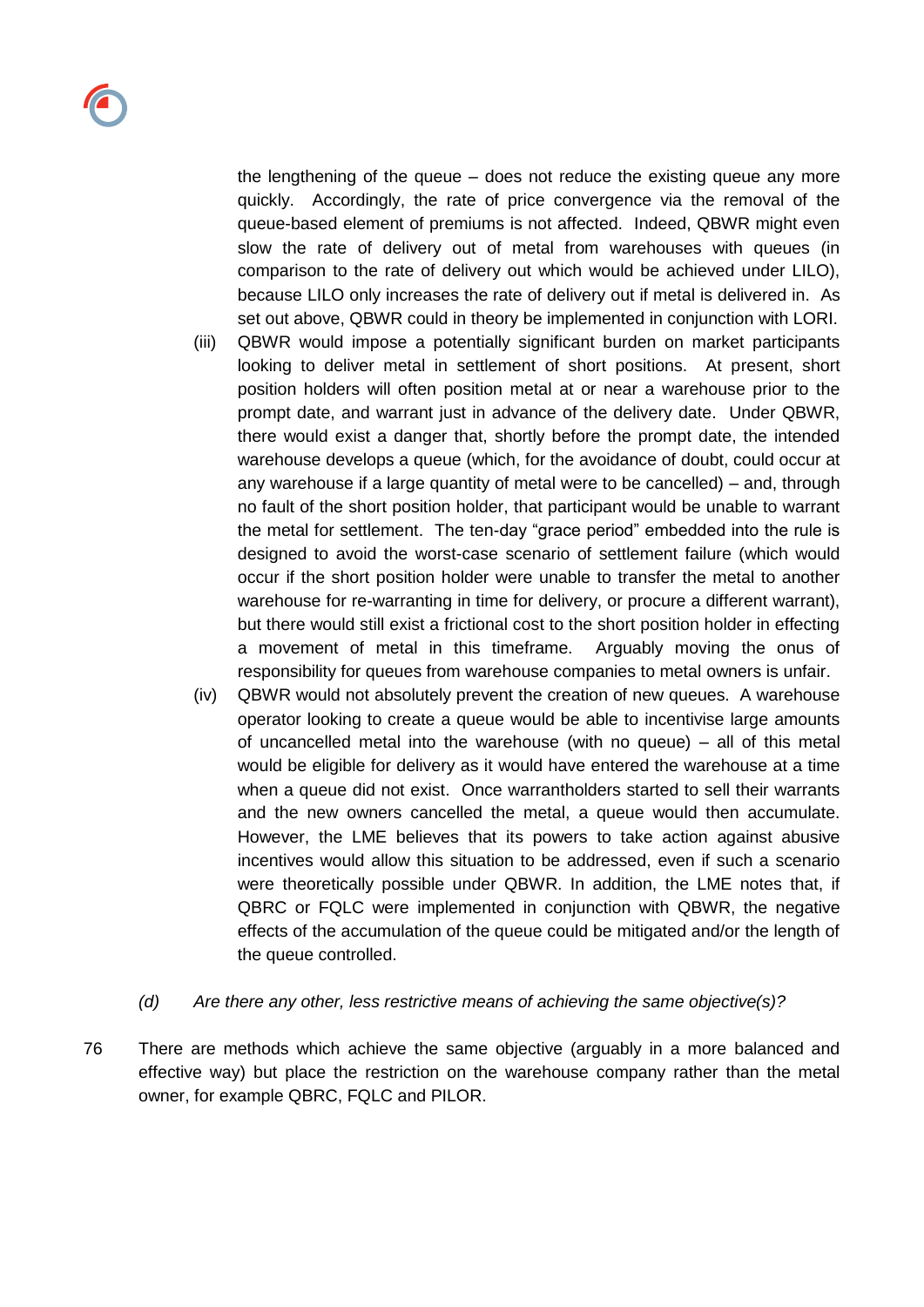the lengthening of the queue – does not reduce the existing queue any more quickly. Accordingly, the rate of price convergence via the removal of the queue-based element of premiums is not affected. Indeed, QBWR might even slow the rate of delivery out of metal from warehouses with queues (in comparison to the rate of delivery out which would be achieved under LILO), because LILO only increases the rate of delivery out if metal is delivered in. As set out above, QBWR could in theory be implemented in conjunction with LORI.

(iii) QBWR would impose a potentially significant burden on market participants looking to deliver metal in settlement of short positions. At present, short position holders will often position metal at or near a warehouse prior to the prompt date, and warrant just in advance of the delivery date. Under QBWR, there would exist a danger that, shortly before the prompt date, the intended warehouse develops a queue (which, for the avoidance of doubt, could occur at any warehouse if a large quantity of metal were to be cancelled) – and, through no fault of the short position holder, that participant would be unable to warrant the metal for settlement. The ten-day "grace period" embedded into the rule is designed to avoid the worst-case scenario of settlement failure (which would occur if the short position holder were unable to transfer the metal to another warehouse for re-warranting in time for delivery, or procure a different warrant), but there would still exist a frictional cost to the short position holder in effecting a movement of metal in this timeframe. Arguably moving the onus of responsibility for queues from warehouse companies to metal owners is unfair.

(iv) QBWR would not absolutely prevent the creation of new queues. A warehouse operator looking to create a queue would be able to incentivise large amounts of uncancelled metal into the warehouse (with no queue) – all of this metal would be eligible for delivery as it would have entered the warehouse at a time when a queue did not exist. Once warrantholders started to sell their warrants and the new owners cancelled the metal, a queue would then accumulate. However, the LME believes that its powers to take action against abusive incentives would allow this situation to be addressed, even if such a scenario were theoretically possible under QBWR. In addition, the LME notes that, if QBRC or FQLC were implemented in conjunction with QBWR, the negative effects of the accumulation of the queue could be mitigated and/or the length of the queue controlled.

*(d) Are there any other, less restrictive means of achieving the same objective(s)?*

76 There are methods which achieve the same objective (arguably in a more balanced and effective way) but place the restriction on the warehouse company rather than the metal owner, for example QBRC, FQLC and PILOR.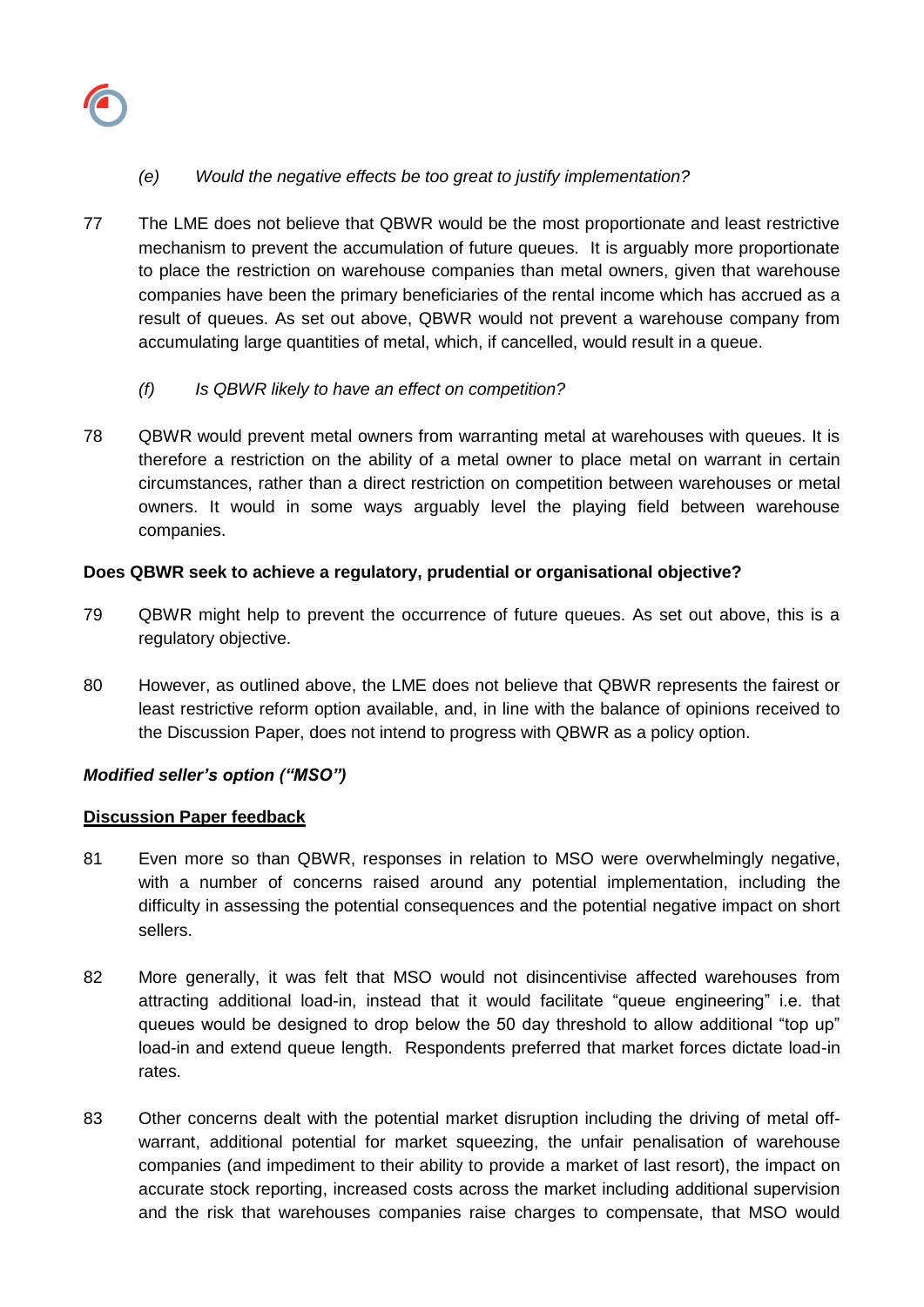*(e) Would the negative effects be too great to justify implementation?*

77 The LME does not believe that QBWR would be the most proportionate and least restrictive mechanism to prevent the accumulation of future queues. It is arguably more proportionate to place the restriction on warehouse companies than metal owners, given that warehouse companies have been the primary beneficiaries of the rental income which has accrued as a result of queues. As set out above, QBWR would not prevent a warehouse company from accumulating large quantities of metal, which, if cancelled, would result in a queue.

*(f) Is QBWR likely to have an effect on competition?*

78 QBWR would prevent metal owners from warranting metal at warehouses with queues. It is therefore a restriction on the ability of a metal owner to place metal on warrant in certain circumstances, rather than a direct restriction on competition between warehouses or metal owners. It would in some ways arguably level the playing field between warehouse companies.

**Does QBWR seek to achieve a regulatory, prudential or organisational objective?**

79 QBWR might help to prevent the occurrence of future queues. As set out above, this is a regulatory objective.

80 However, as outlined above, the LME does not believe that QBWR represents the fairest or least restrictive reform option available, and, in line with the balance of opinions received to the Discussion Paper, does not intend to progress with QBWR as a policy option.

***Modified seller's option ("MSO")***

**<u>Discussion Paper feedback</u>**

81 Even more so than QBWR, responses in relation to MSO were overwhelmingly negative, with a number of concerns raised around any potential implementation, including the difficulty in assessing the potential consequences and the potential negative impact on short sellers.

82 More generally, it was felt that MSO would not disincentivise affected warehouses from attracting additional load-in, instead that it would facilitate "queue engineering" i.e. that queues would be designed to drop below the 50 day threshold to allow additional "top up" load-in and extend queue length. Respondents preferred that market forces dictate load-in rates.

83 Other concerns dealt with the potential market disruption including the driving of metal off-warrant, additional potential for market squeezing, the unfair penalisation of warehouse companies (and impediment to their ability to provide a market of last resort), the impact on accurate stock reporting, increased costs across the market including additional supervision and the risk that warehouses companies raise charges to compensate, that MSO would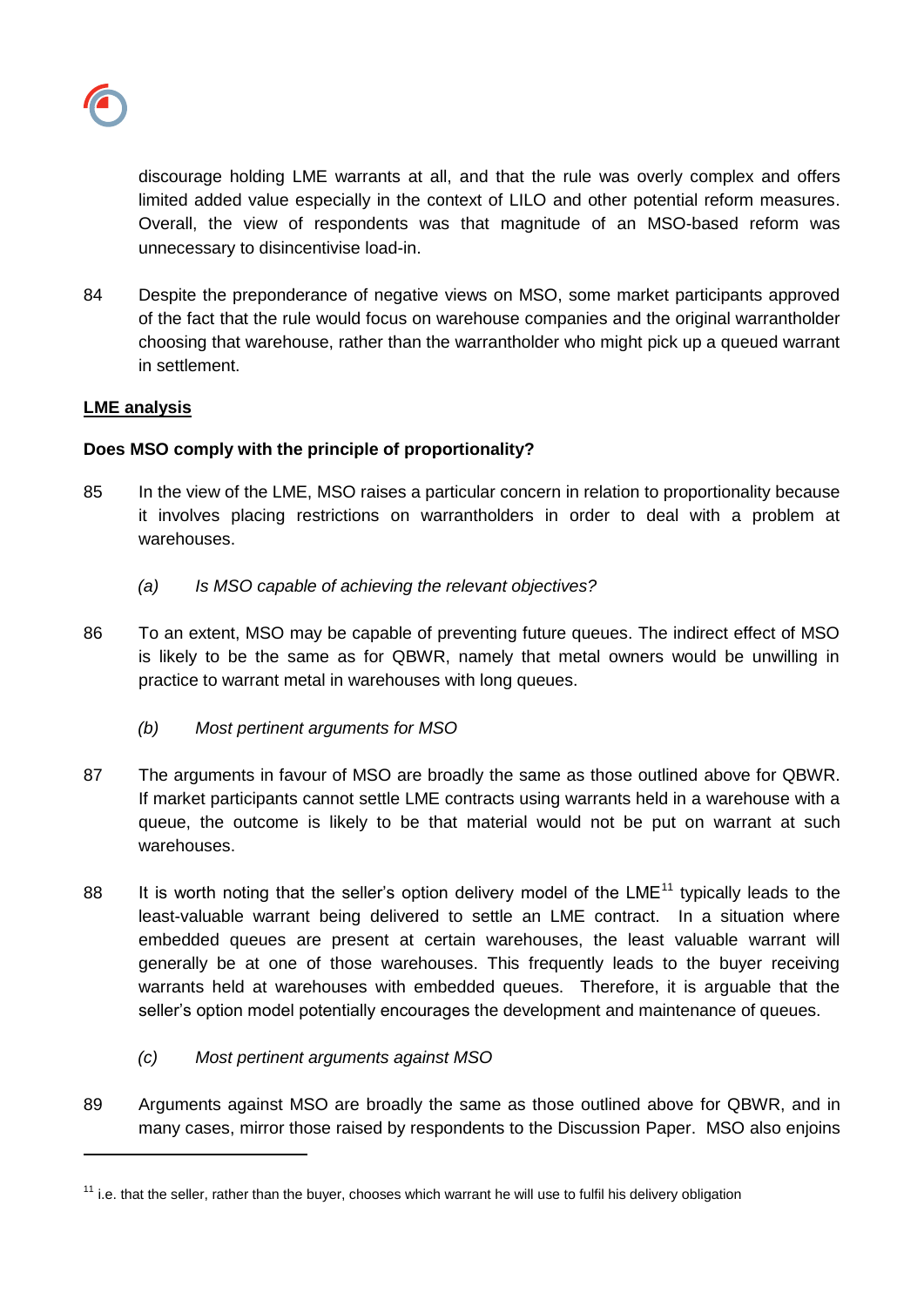discourage holding LME warrants at all, and that the rule was overly complex and offers limited added value especially in the context of LILO and other potential reform measures. Overall, the view of respondents was that magnitude of an MSO-based reform was unnecessary to disincentivise load-in.

84 Despite the preponderance of negative views on MSO, some market participants approved of the fact that the rule would focus on warehouse companies and the original warrantholder choosing that warehouse, rather than the warrantholder who might pick up a queued warrant in settlement.

**LME analysis**

**Does MSO comply with the principle of proportionality?**

85 In the view of the LME, MSO raises a particular concern in relation to proportionality because it involves placing restrictions on warrantholders in order to deal with a problem at warehouses.

*(a) Is MSO capable of achieving the relevant objectives?*

86 To an extent, MSO may be capable of preventing future queues. The indirect effect of MSO is likely to be the same as for QBWR, namely that metal owners would be unwilling in practice to warrant metal in warehouses with long queues.

*(b) Most pertinent arguments for MSO*

87 The arguments in favour of MSO are broadly the same as those outlined above for QBWR. If market participants cannot settle LME contracts using warrants held in a warehouse with a queue, the outcome is likely to be that material would not be put on warrant at such warehouses.

88 It is worth noting that the seller's option delivery model of the LME[11] typically leads to the least-valuable warrant being delivered to settle an LME contract. In a situation where embedded queues are present at certain warehouses, the least valuable warrant will generally be at one of those warehouses. This frequently leads to the buyer receiving warrants held at warehouses with embedded queues. Therefore, it is arguable that the seller's option model potentially encourages the development and maintenance of queues.

*(c) Most pertinent arguments against MSO*

89 Arguments against MSO are broadly the same as those outlined above for QBWR, and in many cases, mirror those raised by respondents to the Discussion Paper. MSO also enjoins

[11] i.e. that the seller, rather than the buyer, chooses which warrant he will use to fulfil his delivery obligation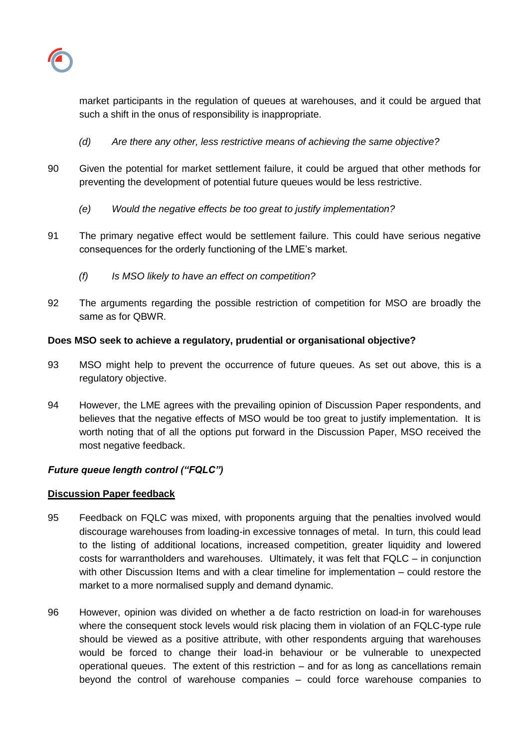market participants in the regulation of queues at warehouses, and it could be argued that such a shift in the onus of responsibility is inappropriate.

*(d) Are there any other, less restrictive means of achieving the same objective?*

90 Given the potential for market settlement failure, it could be argued that other methods for preventing the development of potential future queues would be less restrictive.

*(e) Would the negative effects be too great to justify implementation?*

91 The primary negative effect would be settlement failure. This could have serious negative consequences for the orderly functioning of the LME's market.

*(f) Is MSO likely to have an effect on competition?*

92 The arguments regarding the possible restriction of competition for MSO are broadly the same as for QBWR.

**Does MSO seek to achieve a regulatory, prudential or organisational objective?**

93 MSO might help to prevent the occurrence of future queues. As set out above, this is a regulatory objective.

94 However, the LME agrees with the prevailing opinion of Discussion Paper respondents, and believes that the negative effects of MSO would be too great to justify implementation. It is worth noting that of all the options put forward in the Discussion Paper, MSO received the most negative feedback.

***Future queue length control ("FQLC")***

**<u>Discussion Paper feedback</u>**

95 Feedback on FQLC was mixed, with proponents arguing that the penalties involved would discourage warehouses from loading-in excessive tonnages of metal. In turn, this could lead to the listing of additional locations, increased competition, greater liquidity and lowered costs for warrantholders and warehouses. Ultimately, it was felt that FQLC – in conjunction with other Discussion Items and with a clear timeline for implementation – could restore the market to a more normalised supply and demand dynamic.

96 However, opinion was divided on whether a de facto restriction on load-in for warehouses where the consequent stock levels would risk placing them in violation of an FQLC-type rule should be viewed as a positive attribute, with other respondents arguing that warehouses would be forced to change their load-in behaviour or be vulnerable to unexpected operational queues. The extent of this restriction – and for as long as cancellations remain beyond the control of warehouse companies – could force warehouse companies to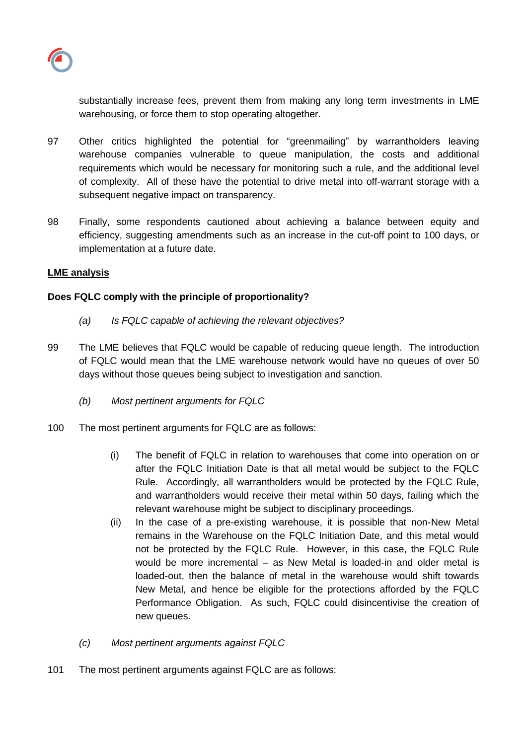substantially increase fees, prevent them from making any long term investments in LME warehousing, or force them to stop operating altogether.

97 Other critics highlighted the potential for "greenmailing" by warrantholders leaving warehouse companies vulnerable to queue manipulation, the costs and additional requirements which would be necessary for monitoring such a rule, and the additional level of complexity. All of these have the potential to drive metal into off-warrant storage with a subsequent negative impact on transparency.

98 Finally, some respondents cautioned about achieving a balance between equity and efficiency, suggesting amendments such as an increase in the cut-off point to 100 days, or implementation at a future date.

**<u>LME analysis</u>**

**Does FQLC comply with the principle of proportionality?**

*(a) Is FQLC capable of achieving the relevant objectives?*

99 The LME believes that FQLC would be capable of reducing queue length. The introduction of FQLC would mean that the LME warehouse network would have no queues of over 50 days without those queues being subject to investigation and sanction.

*(b) Most pertinent arguments for FQLC*

100 The most pertinent arguments for FQLC are as follows:

(i) The benefit of FQLC in relation to warehouses that come into operation on or after the FQLC Initiation Date is that all metal would be subject to the FQLC Rule. Accordingly, all warrantholders would be protected by the FQLC Rule, and warrantholders would receive their metal within 50 days, failing which the relevant warehouse might be subject to disciplinary proceedings.

(ii) In the case of a pre-existing warehouse, it is possible that non-New Metal remains in the Warehouse on the FQLC Initiation Date, and this metal would not be protected by the FQLC Rule. However, in this case, the FQLC Rule would be more incremental – as New Metal is loaded-in and older metal is loaded-out, then the balance of metal in the warehouse would shift towards New Metal, and hence be eligible for the protections afforded by the FQLC Performance Obligation. As such, FQLC could disincentivise the creation of new queues.

*(c) Most pertinent arguments against FQLC*

101 The most pertinent arguments against FQLC are as follows: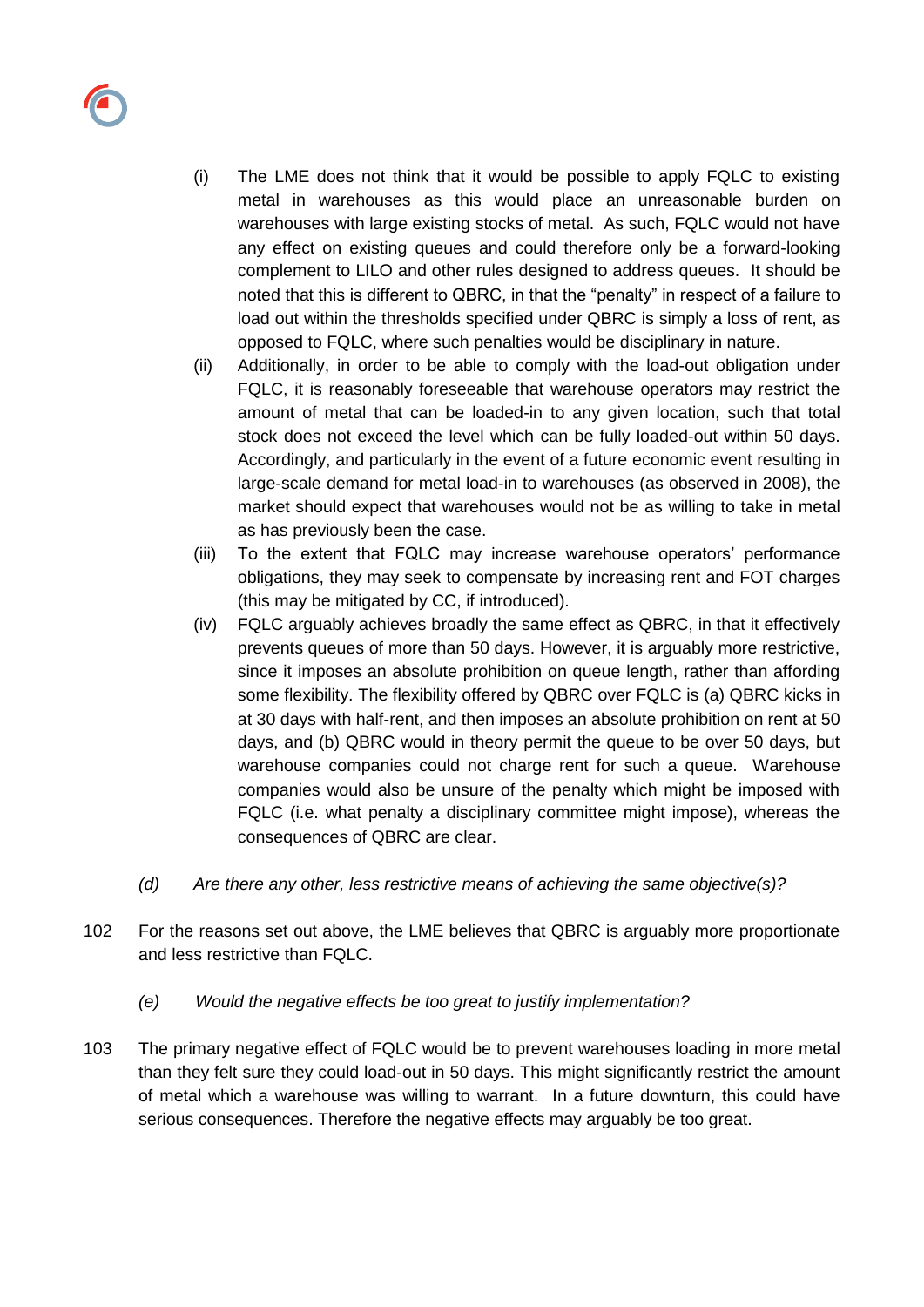(i) The LME does not think that it would be possible to apply FQLC to existing metal in warehouses as this would place an unreasonable burden on warehouses with large existing stocks of metal. As such, FQLC would not have any effect on existing queues and could therefore only be a forward-looking complement to LILO and other rules designed to address queues. It should be noted that this is different to QBRC, in that the "penalty" in respect of a failure to load out within the thresholds specified under QBRC is simply a loss of rent, as opposed to FQLC, where such penalties would be disciplinary in nature.

(ii) Additionally, in order to be able to comply with the load-out obligation under FQLC, it is reasonably foreseeable that warehouse operators may restrict the amount of metal that can be loaded-in to any given location, such that total stock does not exceed the level which can be fully loaded-out within 50 days. Accordingly, and particularly in the event of a future economic event resulting in large-scale demand for metal load-in to warehouses (as observed in 2008), the market should expect that warehouses would not be as willing to take in metal as has previously been the case.

(iii) To the extent that FQLC may increase warehouse operators' performance obligations, they may seek to compensate by increasing rent and FOT charges (this may be mitigated by CC, if introduced).

(iv) FQLC arguably achieves broadly the same effect as QBRC, in that it effectively prevents queues of more than 50 days. However, it is arguably more restrictive, since it imposes an absolute prohibition on queue length, rather than affording some flexibility. The flexibility offered by QBRC over FQLC is (a) QBRC kicks in at 30 days with half-rent, and then imposes an absolute prohibition on rent at 50 days, and (b) QBRC would in theory permit the queue to be over 50 days, but warehouse companies could not charge rent for such a queue. Warehouse companies would also be unsure of the penalty which might be imposed with FQLC (i.e. what penalty a disciplinary committee might impose), whereas the consequences of QBRC are clear.

*(d) Are there any other, less restrictive means of achieving the same objective(s)?*

102 For the reasons set out above, the LME believes that QBRC is arguably more proportionate and less restrictive than FQLC.

*(e) Would the negative effects be too great to justify implementation?*

103 The primary negative effect of FQLC would be to prevent warehouses loading in more metal than they felt sure they could load-out in 50 days. This might significantly restrict the amount of metal which a warehouse was willing to warrant. In a future downturn, this could have serious consequences. Therefore the negative effects may arguably be too great.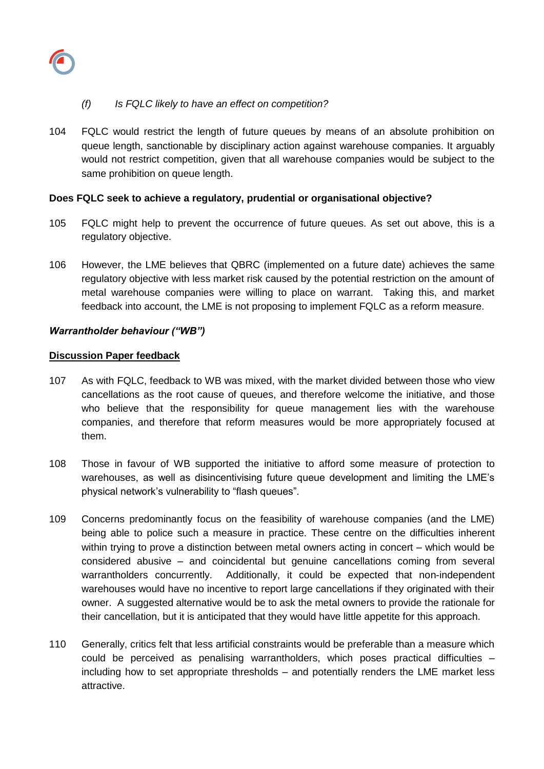*(f) Is FQLC likely to have an effect on competition?*

104 FQLC would restrict the length of future queues by means of an absolute prohibition on queue length, sanctionable by disciplinary action against warehouse companies. It arguably would not restrict competition, given that all warehouse companies would be subject to the same prohibition on queue length.

**Does FQLC seek to achieve a regulatory, prudential or organisational objective?**

105 FQLC might help to prevent the occurrence of future queues. As set out above, this is a regulatory objective.

106 However, the LME believes that QBRC (implemented on a future date) achieves the same regulatory objective with less market risk caused by the potential restriction on the amount of metal warehouse companies were willing to place on warrant. Taking this, and market feedback into account, the LME is not proposing to implement FQLC as a reform measure.

***Warrantholder behaviour ("WB")***

**<u>Discussion Paper feedback</u>**

107 As with FQLC, feedback to WB was mixed, with the market divided between those who view cancellations as the root cause of queues, and therefore welcome the initiative, and those who believe that the responsibility for queue management lies with the warehouse companies, and therefore that reform measures would be more appropriately focused at them.

108 Those in favour of WB supported the initiative to afford some measure of protection to warehouses, as well as disincentivising future queue development and limiting the LME's physical network's vulnerability to "flash queues".

109 Concerns predominantly focus on the feasibility of warehouse companies (and the LME) being able to police such a measure in practice. These centre on the difficulties inherent within trying to prove a distinction between metal owners acting in concert – which would be considered abusive – and coincidental but genuine cancellations coming from several warrantholders concurrently. Additionally, it could be expected that non-independent warehouses would have no incentive to report large cancellations if they originated with their owner. A suggested alternative would be to ask the metal owners to provide the rationale for their cancellation, but it is anticipated that they would have little appetite for this approach.

110 Generally, critics felt that less artificial constraints would be preferable than a measure which could be perceived as penalising warrantholders, which poses practical difficulties – including how to set appropriate thresholds – and potentially renders the LME market less attractive.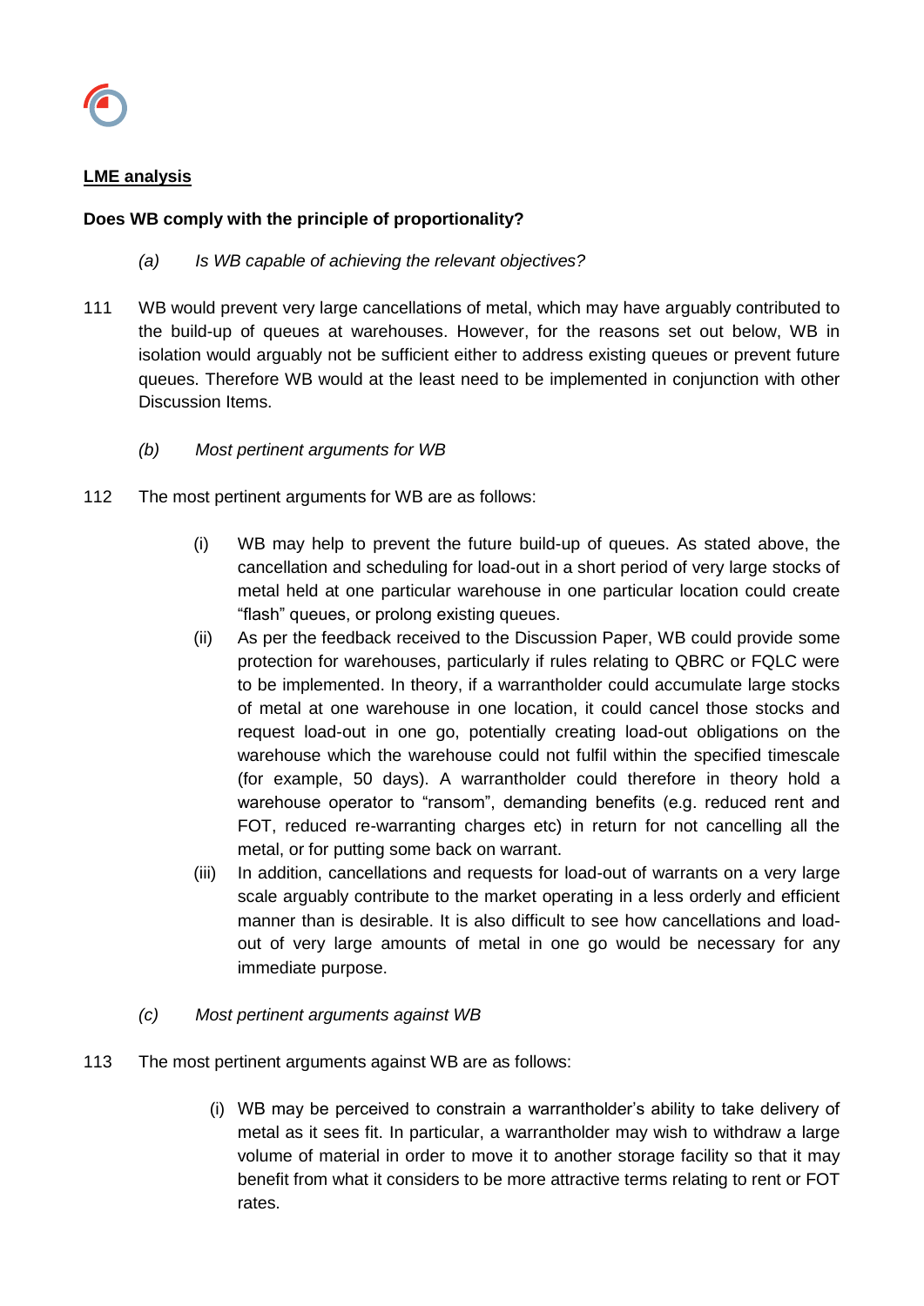**<u>LME analysis</u>**

**Does WB comply with the principle of proportionality?**

*(a) Is WB capable of achieving the relevant objectives?*

111 WB would prevent very large cancellations of metal, which may have arguably contributed to the build-up of queues at warehouses. However, for the reasons set out below, WB in isolation would arguably not be sufficient either to address existing queues or prevent future queues. Therefore WB would at the least need to be implemented in conjunction with other Discussion Items.

*(b) Most pertinent arguments for WB*

112 The most pertinent arguments for WB are as follows:

(i) WB may help to prevent the future build-up of queues. As stated above, the cancellation and scheduling for load-out in a short period of very large stocks of metal held at one particular warehouse in one particular location could create "flash" queues, or prolong existing queues.

(ii) As per the feedback received to the Discussion Paper, WB could provide some protection for warehouses, particularly if rules relating to QBRC or FQLC were to be implemented. In theory, if a warrantholder could accumulate large stocks of metal at one warehouse in one location, it could cancel those stocks and request load-out in one go, potentially creating load-out obligations on the warehouse which the warehouse could not fulfil within the specified timescale (for example, 50 days). A warrantholder could therefore in theory hold a warehouse operator to "ransom", demanding benefits (e.g. reduced rent and FOT, reduced re-warranting charges etc) in return for not cancelling all the metal, or for putting some back on warrant.

(iii) In addition, cancellations and requests for load-out of warrants on a very large scale arguably contribute to the market operating in a less orderly and efficient manner than is desirable. It is also difficult to see how cancellations and load-out of very large amounts of metal in one go would be necessary for any immediate purpose.

*(c) Most pertinent arguments against WB*

113 The most pertinent arguments against WB are as follows:

(i) WB may be perceived to constrain a warrantholder's ability to take delivery of metal as it sees fit. In particular, a warrantholder may wish to withdraw a large volume of material in order to move it to another storage facility so that it may benefit from what it considers to be more attractive terms relating to rent or FOT rates.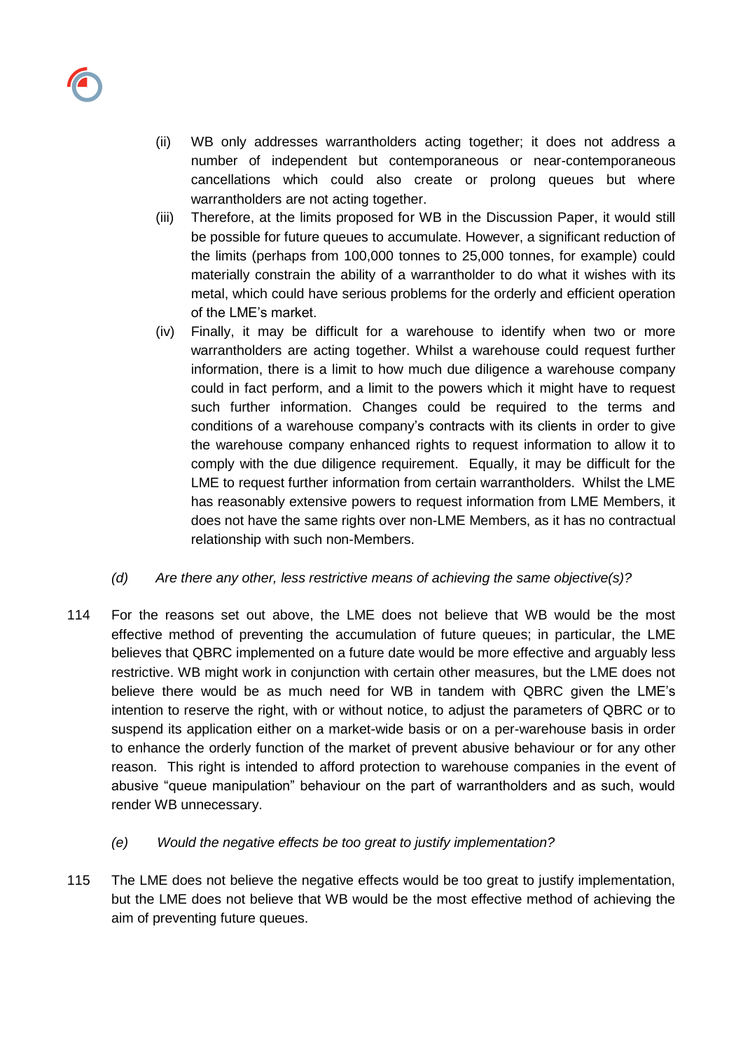(ii) WB only addresses warrantholders acting together; it does not address a number of independent but contemporaneous or near-contemporaneous cancellations which could also create or prolong queues but where warrantholders are not acting together.

(iii) Therefore, at the limits proposed for WB in the Discussion Paper, it would still be possible for future queues to accumulate. However, a significant reduction of the limits (perhaps from 100,000 tonnes to 25,000 tonnes, for example) could materially constrain the ability of a warrantholder to do what it wishes with its metal, which could have serious problems for the orderly and efficient operation of the LME's market.

(iv) Finally, it may be difficult for a warehouse to identify when two or more warrantholders are acting together. Whilst a warehouse could request further information, there is a limit to how much due diligence a warehouse company could in fact perform, and a limit to the powers which it might have to request such further information. Changes could be required to the terms and conditions of a warehouse company's contracts with its clients in order to give the warehouse company enhanced rights to request information to allow it to comply with the due diligence requirement. Equally, it may be difficult for the LME to request further information from certain warrantholders. Whilst the LME has reasonably extensive powers to request information from LME Members, it does not have the same rights over non-LME Members, as it has no contractual relationship with such non-Members.

*(d) Are there any other, less restrictive means of achieving the same objective(s)?*

114 For the reasons set out above, the LME does not believe that WB would be the most effective method of preventing the accumulation of future queues; in particular, the LME believes that QBRC implemented on a future date would be more effective and arguably less restrictive. WB might work in conjunction with certain other measures, but the LME does not believe there would be as much need for WB in tandem with QBRC given the LME's intention to reserve the right, with or without notice, to adjust the parameters of QBRC or to suspend its application either on a market-wide basis or on a per-warehouse basis in order to enhance the orderly function of the market of prevent abusive behaviour or for any other reason. This right is intended to afford protection to warehouse companies in the event of abusive "queue manipulation" behaviour on the part of warrantholders and as such, would render WB unnecessary.

*(e) Would the negative effects be too great to justify implementation?*

115 The LME does not believe the negative effects would be too great to justify implementation, but the LME does not believe that WB would be the most effective method of achieving the aim of preventing future queues.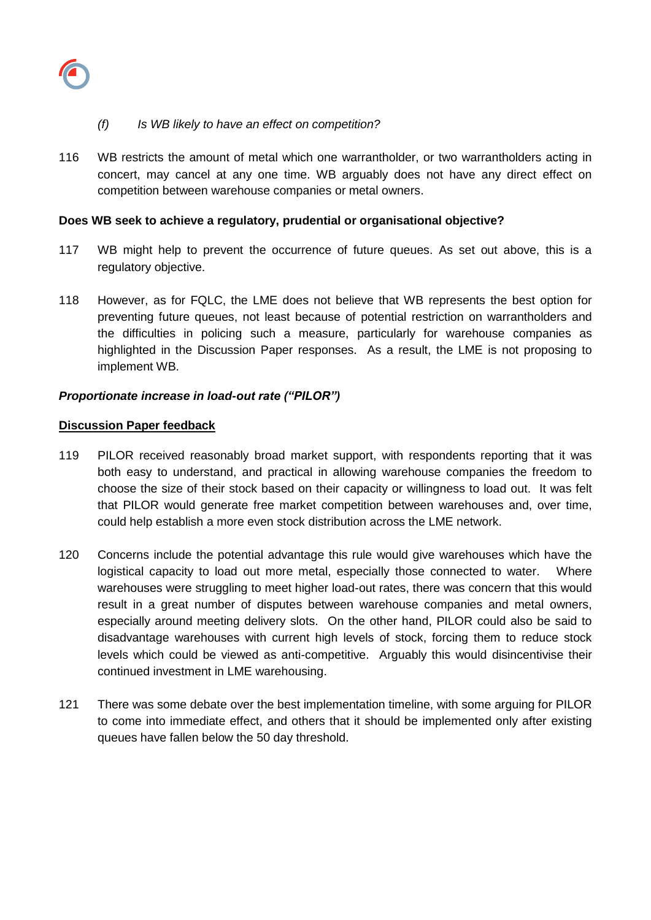*(f) Is WB likely to have an effect on competition?*

116 WB restricts the amount of metal which one warrantholder, or two warrantholders acting in concert, may cancel at any one time. WB arguably does not have any direct effect on competition between warehouse companies or metal owners.

**Does WB seek to achieve a regulatory, prudential or organisational objective?**

117 WB might help to prevent the occurrence of future queues. As set out above, this is a regulatory objective.

118 However, as for FQLC, the LME does not believe that WB represents the best option for preventing future queues, not least because of potential restriction on warrantholders and the difficulties in policing such a measure, particularly for warehouse companies as highlighted in the Discussion Paper responses. As a result, the LME is not proposing to implement WB.

***Proportionate increase in load-out rate ("PILOR")***

**Discussion Paper feedback**

119 PILOR received reasonably broad market support, with respondents reporting that it was both easy to understand, and practical in allowing warehouse companies the freedom to choose the size of their stock based on their capacity or willingness to load out. It was felt that PILOR would generate free market competition between warehouses and, over time, could help establish a more even stock distribution across the LME network.

120 Concerns include the potential advantage this rule would give warehouses which have the logistical capacity to load out more metal, especially those connected to water. Where warehouses were struggling to meet higher load-out rates, there was concern that this would result in a great number of disputes between warehouse companies and metal owners, especially around meeting delivery slots. On the other hand, PILOR could also be said to disadvantage warehouses with current high levels of stock, forcing them to reduce stock levels which could be viewed as anti-competitive. Arguably this would disincentivise their continued investment in LME warehousing.

121 There was some debate over the best implementation timeline, with some arguing for PILOR to come into immediate effect, and others that it should be implemented only after existing queues have fallen below the 50 day threshold.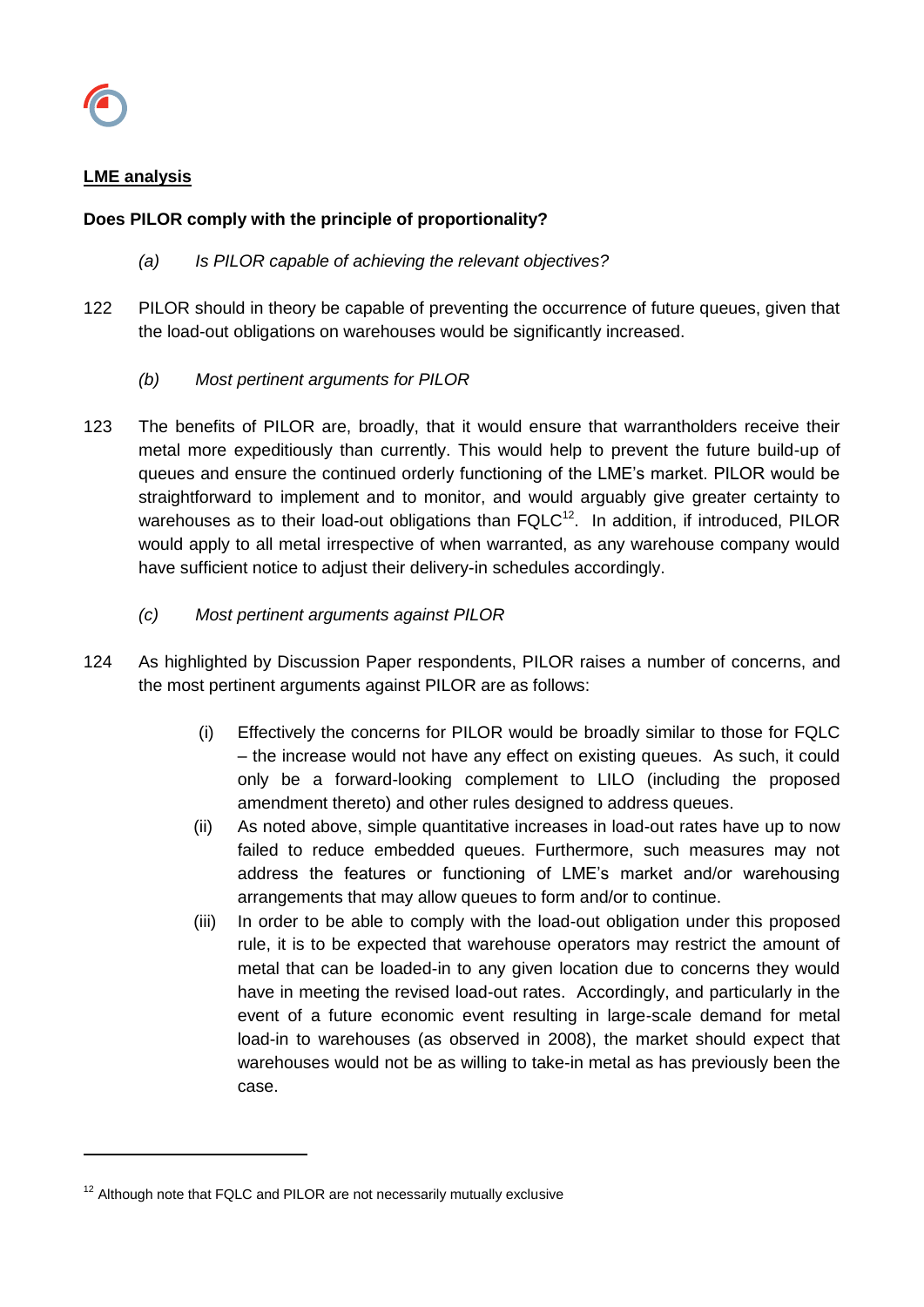**LME analysis**

**Does PILOR comply with the principle of proportionality?**

*(a) Is PILOR capable of achieving the relevant objectives?*

122 PILOR should in theory be capable of preventing the occurrence of future queues, given that the load-out obligations on warehouses would be significantly increased.

*(b) Most pertinent arguments for PILOR*

123 The benefits of PILOR are, broadly, that it would ensure that warrantholders receive their metal more expeditiously than currently. This would help to prevent the future build-up of queues and ensure the continued orderly functioning of the LME's market. PILOR would be straightforward to implement and to monitor, and would arguably give greater certainty to warehouses as to their load-out obligations than FQLC[12]. In addition, if introduced, PILOR would apply to all metal irrespective of when warranted, as any warehouse company would have sufficient notice to adjust their delivery-in schedules accordingly.

*(c) Most pertinent arguments against PILOR*

124 As highlighted by Discussion Paper respondents, PILOR raises a number of concerns, and the most pertinent arguments against PILOR are as follows:

(i) Effectively the concerns for PILOR would be broadly similar to those for FQLC – the increase would not have any effect on existing queues. As such, it could only be a forward-looking complement to LILO (including the proposed amendment thereto) and other rules designed to address queues.

(ii) As noted above, simple quantitative increases in load-out rates have up to now failed to reduce embedded queues. Furthermore, such measures may not address the features or functioning of LME's market and/or warehousing arrangements that may allow queues to form and/or to continue.

(iii) In order to be able to comply with the load-out obligation under this proposed rule, it is to be expected that warehouse operators may restrict the amount of metal that can be loaded-in to any given location due to concerns they would have in meeting the revised load-out rates. Accordingly, and particularly in the event of a future economic event resulting in large-scale demand for metal load-in to warehouses (as observed in 2008), the market should expect that warehouses would not be as willing to take-in metal as has previously been the case.

---

[12] Although note that FQLC and PILOR are not necessarily mutually exclusive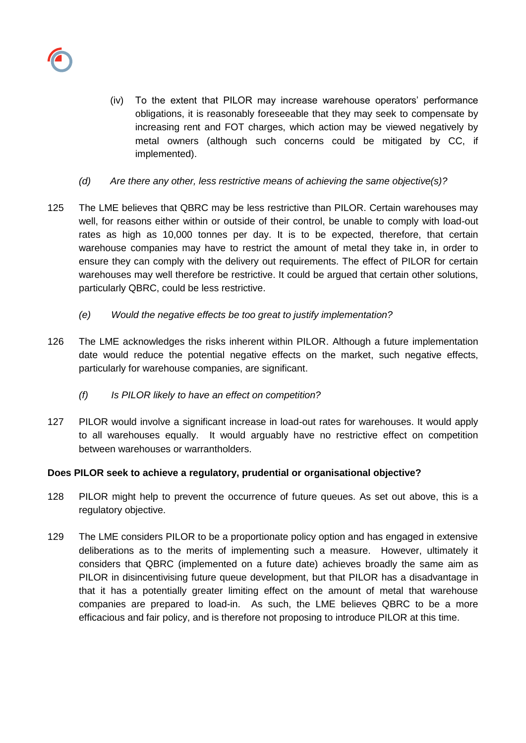(iv) To the extent that PILOR may increase warehouse operators' performance obligations, it is reasonably foreseeable that they may seek to compensate by increasing rent and FOT charges, which action may be viewed negatively by metal owners (although such concerns could be mitigated by CC, if implemented).

*(d) Are there any other, less restrictive means of achieving the same objective(s)?*

125 The LME believes that QBRC may be less restrictive than PILOR. Certain warehouses may well, for reasons either within or outside of their control, be unable to comply with load-out rates as high as 10,000 tonnes per day. It is to be expected, therefore, that certain warehouse companies may have to restrict the amount of metal they take in, in order to ensure they can comply with the delivery out requirements. The effect of PILOR for certain warehouses may well therefore be restrictive. It could be argued that certain other solutions, particularly QBRC, could be less restrictive.

*(e) Would the negative effects be too great to justify implementation?*

126 The LME acknowledges the risks inherent within PILOR. Although a future implementation date would reduce the potential negative effects on the market, such negative effects, particularly for warehouse companies, are significant.

*(f) Is PILOR likely to have an effect on competition?*

127 PILOR would involve a significant increase in load-out rates for warehouses. It would apply to all warehouses equally. It would arguably have no restrictive effect on competition between warehouses or warrantholders.

**Does PILOR seek to achieve a regulatory, prudential or organisational objective?**

128 PILOR might help to prevent the occurrence of future queues. As set out above, this is a regulatory objective.

129 The LME considers PILOR to be a proportionate policy option and has engaged in extensive deliberations as to the merits of implementing such a measure. However, ultimately it considers that QBRC (implemented on a future date) achieves broadly the same aim as PILOR in disincentivising future queue development, but that PILOR has a disadvantage in that it has a potentially greater limiting effect on the amount of metal that warehouse companies are prepared to load-in. As such, the LME believes QBRC to be a more efficacious and fair policy, and is therefore not proposing to introduce PILOR at this time.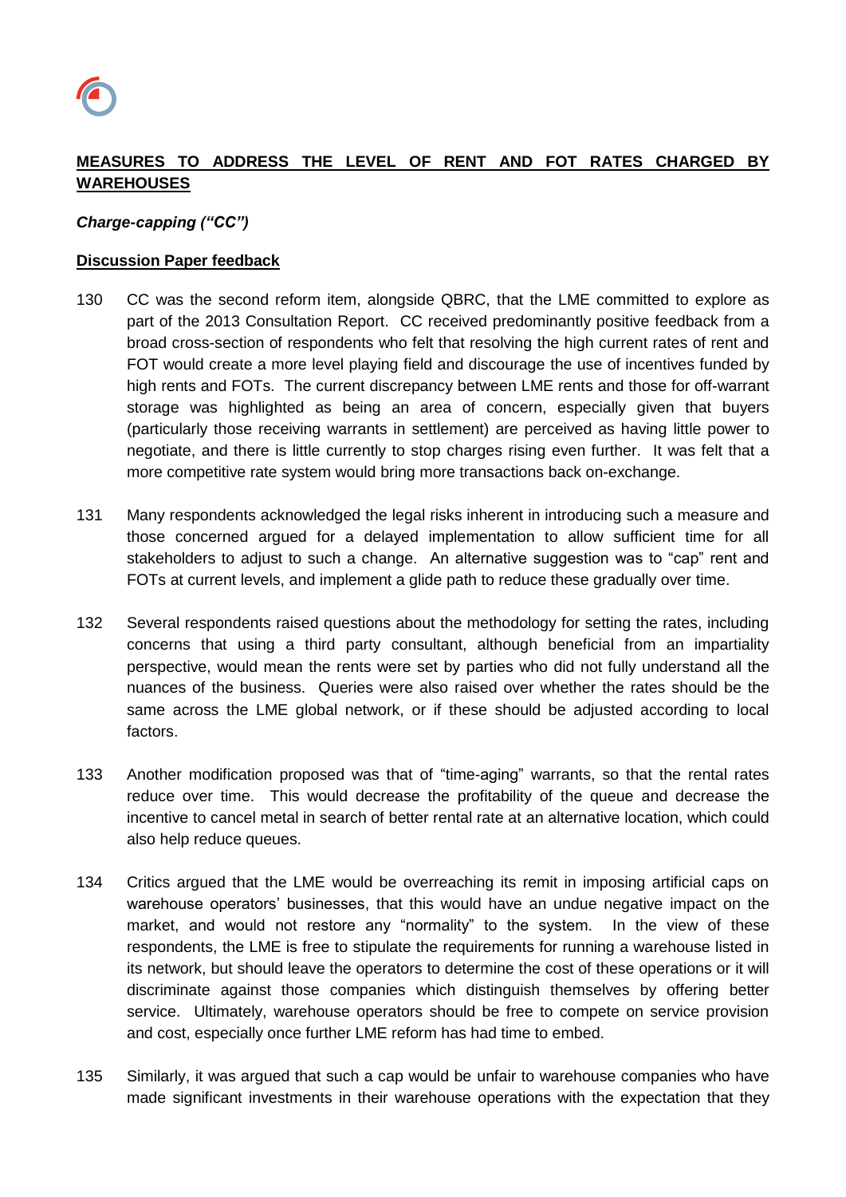## MEASURES TO ADDRESS THE LEVEL OF RENT AND FOT RATES CHARGED BY WAREHOUSES

### *Charge-capping ("CC")*

#### Discussion Paper feedback

130 CC was the second reform item, alongside QBRC, that the LME committed to explore as part of the 2013 Consultation Report. CC received predominantly positive feedback from a broad cross-section of respondents who felt that resolving the high current rates of rent and FOT would create a more level playing field and discourage the use of incentives funded by high rents and FOTs. The current discrepancy between LME rents and those for off-warrant storage was highlighted as being an area of concern, especially given that buyers (particularly those receiving warrants in settlement) are perceived as having little power to negotiate, and there is little currently to stop charges rising even further. It was felt that a more competitive rate system would bring more transactions back on-exchange.

131 Many respondents acknowledged the legal risks inherent in introducing such a measure and those concerned argued for a delayed implementation to allow sufficient time for all stakeholders to adjust to such a change. An alternative suggestion was to "cap" rent and FOTs at current levels, and implement a glide path to reduce these gradually over time.

132 Several respondents raised questions about the methodology for setting the rates, including concerns that using a third party consultant, although beneficial from an impartiality perspective, would mean the rents were set by parties who did not fully understand all the nuances of the business. Queries were also raised over whether the rates should be the same across the LME global network, or if these should be adjusted according to local factors.

133 Another modification proposed was that of "time-aging" warrants, so that the rental rates reduce over time. This would decrease the profitability of the queue and decrease the incentive to cancel metal in search of better rental rate at an alternative location, which could also help reduce queues.

134 Critics argued that the LME would be overreaching its remit in imposing artificial caps on warehouse operators' businesses, that this would have an undue negative impact on the market, and would not restore any "normality" to the system. In the view of these respondents, the LME is free to stipulate the requirements for running a warehouse listed in its network, but should leave the operators to determine the cost of these operations or it will discriminate against those companies which distinguish themselves by offering better service. Ultimately, warehouse operators should be free to compete on service provision and cost, especially once further LME reform has had time to embed.

135 Similarly, it was argued that such a cap would be unfair to warehouse companies who have made significant investments in their warehouse operations with the expectation that they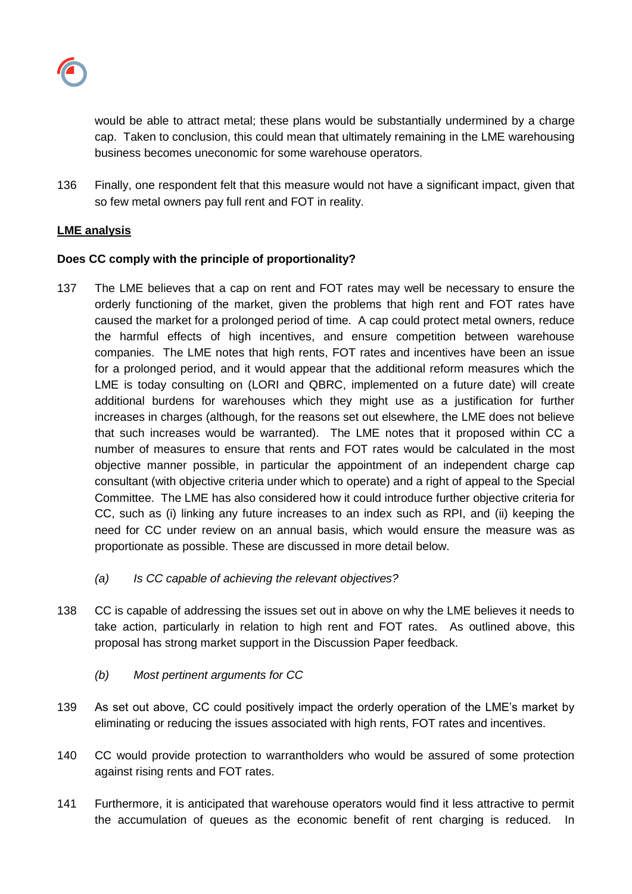would be able to attract metal; these plans would be substantially undermined by a charge cap. Taken to conclusion, this could mean that ultimately remaining in the LME warehousing business becomes uneconomic for some warehouse operators.

136 Finally, one respondent felt that this measure would not have a significant impact, given that so few metal owners pay full rent and FOT in reality.

**<u>LME analysis</u>**

**Does CC comply with the principle of proportionality?**

137 The LME believes that a cap on rent and FOT rates may well be necessary to ensure the orderly functioning of the market, given the problems that high rent and FOT rates have caused the market for a prolonged period of time. A cap could protect metal owners, reduce the harmful effects of high incentives, and ensure competition between warehouse companies. The LME notes that high rents, FOT rates and incentives have been an issue for a prolonged period, and it would appear that the additional reform measures which the LME is today consulting on (LORI and QBRC, implemented on a future date) will create additional burdens for warehouses which they might use as a justification for further increases in charges (although, for the reasons set out elsewhere, the LME does not believe that such increases would be warranted). The LME notes that it proposed within CC a number of measures to ensure that rents and FOT rates would be calculated in the most objective manner possible, in particular the appointment of an independent charge cap consultant (with objective criteria under which to operate) and a right of appeal to the Special Committee. The LME has also considered how it could introduce further objective criteria for CC, such as (i) linking any future increases to an index such as RPI, and (ii) keeping the need for CC under review on an annual basis, which would ensure the measure was as proportionate as possible. These are discussed in more detail below.

*(a) Is CC capable of achieving the relevant objectives?*

138 CC is capable of addressing the issues set out in above on why the LME believes it needs to take action, particularly in relation to high rent and FOT rates. As outlined above, this proposal has strong market support in the Discussion Paper feedback.

*(b) Most pertinent arguments for CC*

139 As set out above, CC could positively impact the orderly operation of the LME's market by eliminating or reducing the issues associated with high rents, FOT rates and incentives.

140 CC would provide protection to warrantholders who would be assured of some protection against rising rents and FOT rates.

141 Furthermore, it is anticipated that warehouse operators would find it less attractive to permit the accumulation of queues as the economic benefit of rent charging is reduced. In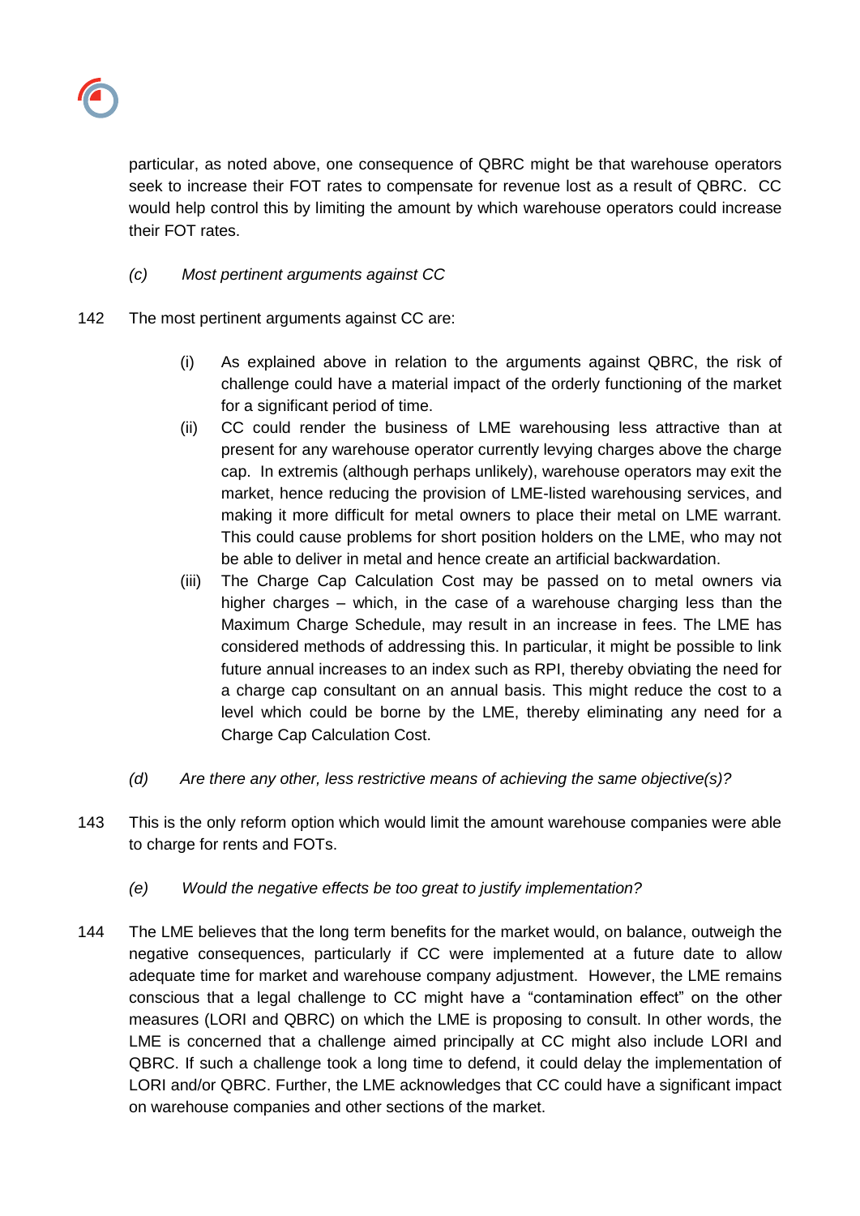particular, as noted above, one consequence of QBRC might be that warehouse operators seek to increase their FOT rates to compensate for revenue lost as a result of QBRC. CC would help control this by limiting the amount by which warehouse operators could increase their FOT rates.

*(c) Most pertinent arguments against CC*

142 The most pertinent arguments against CC are:

(i) As explained above in relation to the arguments against QBRC, the risk of challenge could have a material impact of the orderly functioning of the market for a significant period of time.

(ii) CC could render the business of LME warehousing less attractive than at present for any warehouse operator currently levying charges above the charge cap. In extremis (although perhaps unlikely), warehouse operators may exit the market, hence reducing the provision of LME-listed warehousing services, and making it more difficult for metal owners to place their metal on LME warrant. This could cause problems for short position holders on the LME, who may not be able to deliver in metal and hence create an artificial backwardation.

(iii) The Charge Cap Calculation Cost may be passed on to metal owners via higher charges – which, in the case of a warehouse charging less than the Maximum Charge Schedule, may result in an increase in fees. The LME has considered methods of addressing this. In particular, it might be possible to link future annual increases to an index such as RPI, thereby obviating the need for a charge cap consultant on an annual basis. This might reduce the cost to a level which could be borne by the LME, thereby eliminating any need for a Charge Cap Calculation Cost.

*(d) Are there any other, less restrictive means of achieving the same objective(s)?*

143 This is the only reform option which would limit the amount warehouse companies were able to charge for rents and FOTs.

*(e) Would the negative effects be too great to justify implementation?*

144 The LME believes that the long term benefits for the market would, on balance, outweigh the negative consequences, particularly if CC were implemented at a future date to allow adequate time for market and warehouse company adjustment. However, the LME remains conscious that a legal challenge to CC might have a "contamination effect" on the other measures (LORI and QBRC) on which the LME is proposing to consult. In other words, the LME is concerned that a challenge aimed principally at CC might also include LORI and QBRC. If such a challenge took a long time to defend, it could delay the implementation of LORI and/or QBRC. Further, the LME acknowledges that CC could have a significant impact on warehouse companies and other sections of the market.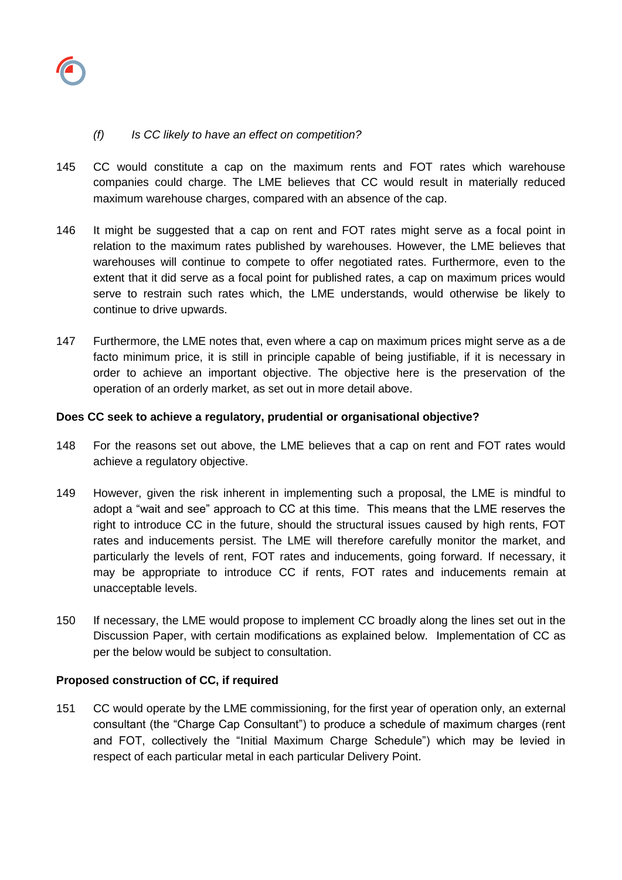*(f) Is CC likely to have an effect on competition?*

145 CC would constitute a cap on the maximum rents and FOT rates which warehouse companies could charge. The LME believes that CC would result in materially reduced maximum warehouse charges, compared with an absence of the cap.

146 It might be suggested that a cap on rent and FOT rates might serve as a focal point in relation to the maximum rates published by warehouses. However, the LME believes that warehouses will continue to compete to offer negotiated rates. Furthermore, even to the extent that it did serve as a focal point for published rates, a cap on maximum prices would serve to restrain such rates which, the LME understands, would otherwise be likely to continue to drive upwards.

147 Furthermore, the LME notes that, even where a cap on maximum prices might serve as a de facto minimum price, it is still in principle capable of being justifiable, if it is necessary in order to achieve an important objective. The objective here is the preservation of the operation of an orderly market, as set out in more detail above.

**Does CC seek to achieve a regulatory, prudential or organisational objective?**

148 For the reasons set out above, the LME believes that a cap on rent and FOT rates would achieve a regulatory objective.

149 However, given the risk inherent in implementing such a proposal, the LME is mindful to adopt a "wait and see" approach to CC at this time. This means that the LME reserves the right to introduce CC in the future, should the structural issues caused by high rents, FOT rates and inducements persist. The LME will therefore carefully monitor the market, and particularly the levels of rent, FOT rates and inducements, going forward. If necessary, it may be appropriate to introduce CC if rents, FOT rates and inducements remain at unacceptable levels.

150 If necessary, the LME would propose to implement CC broadly along the lines set out in the Discussion Paper, with certain modifications as explained below. Implementation of CC as per the below would be subject to consultation.

**Proposed construction of CC, if required**

151 CC would operate by the LME commissioning, for the first year of operation only, an external consultant (the "Charge Cap Consultant") to produce a schedule of maximum charges (rent and FOT, collectively the "Initial Maximum Charge Schedule") which may be levied in respect of each particular metal in each particular Delivery Point.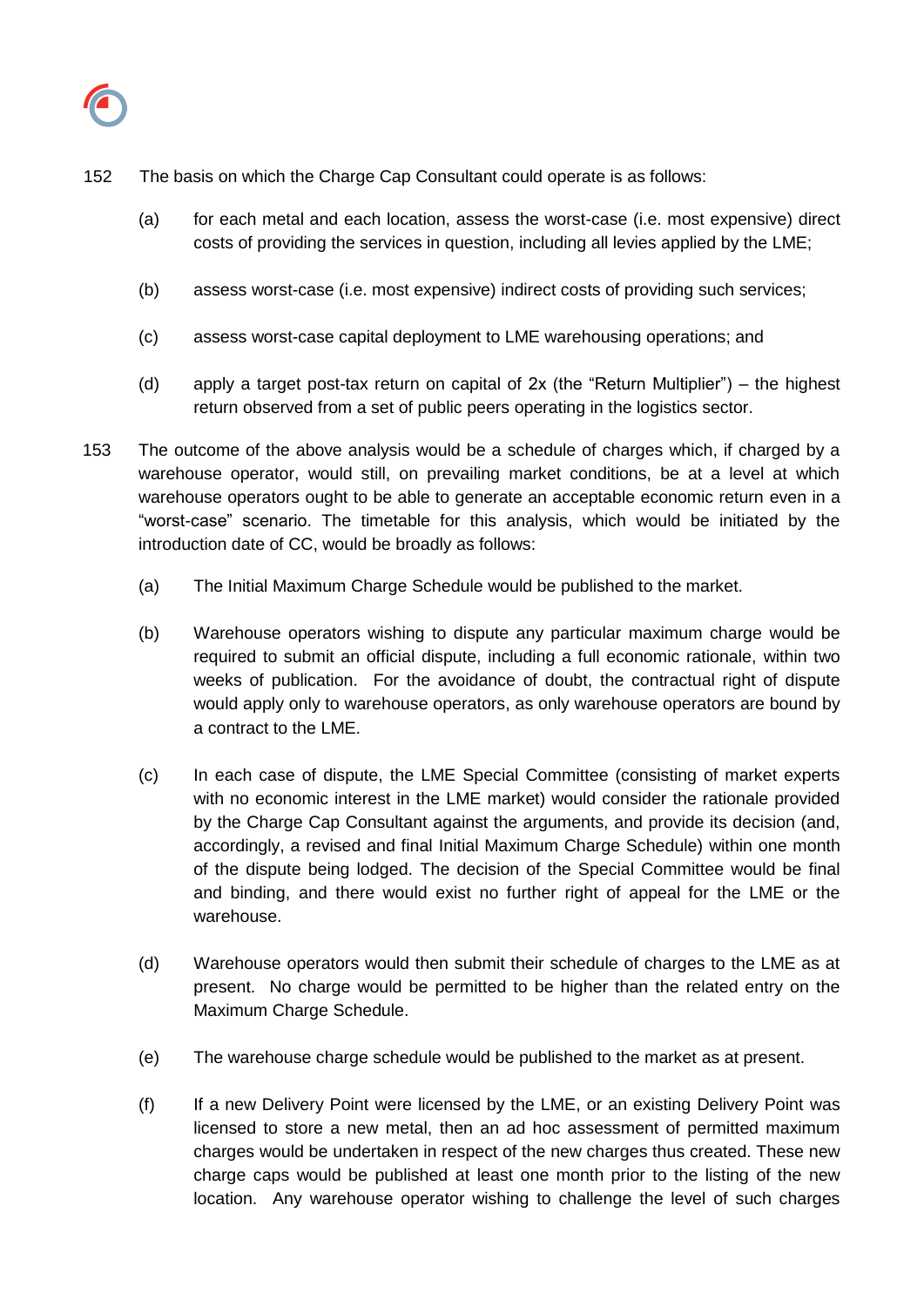152 The basis on which the Charge Cap Consultant could operate is as follows:

(a) for each metal and each location, assess the worst-case (i.e. most expensive) direct costs of providing the services in question, including all levies applied by the LME;

(b) assess worst-case (i.e. most expensive) indirect costs of providing such services;

(c) assess worst-case capital deployment to LME warehousing operations; and

(d) apply a target post-tax return on capital of 2x (the "Return Multiplier") – the highest return observed from a set of public peers operating in the logistics sector.

153 The outcome of the above analysis would be a schedule of charges which, if charged by a warehouse operator, would still, on prevailing market conditions, be at a level at which warehouse operators ought to be able to generate an acceptable economic return even in a "worst-case" scenario. The timetable for this analysis, which would be initiated by the introduction date of CC, would be broadly as follows:

(a) The Initial Maximum Charge Schedule would be published to the market.

(b) Warehouse operators wishing to dispute any particular maximum charge would be required to submit an official dispute, including a full economic rationale, within two weeks of publication. For the avoidance of doubt, the contractual right of dispute would apply only to warehouse operators, as only warehouse operators are bound by a contract to the LME.

(c) In each case of dispute, the LME Special Committee (consisting of market experts with no economic interest in the LME market) would consider the rationale provided by the Charge Cap Consultant against the arguments, and provide its decision (and, accordingly, a revised and final Initial Maximum Charge Schedule) within one month of the dispute being lodged. The decision of the Special Committee would be final and binding, and there would exist no further right of appeal for the LME or the warehouse.

(d) Warehouse operators would then submit their schedule of charges to the LME as at present. No charge would be permitted to be higher than the related entry on the Maximum Charge Schedule.

(e) The warehouse charge schedule would be published to the market as at present.

(f) If a new Delivery Point were licensed by the LME, or an existing Delivery Point was licensed to store a new metal, then an ad hoc assessment of permitted maximum charges would be undertaken in respect of the new charges thus created. These new charge caps would be published at least one month prior to the listing of the new location. Any warehouse operator wishing to challenge the level of such charges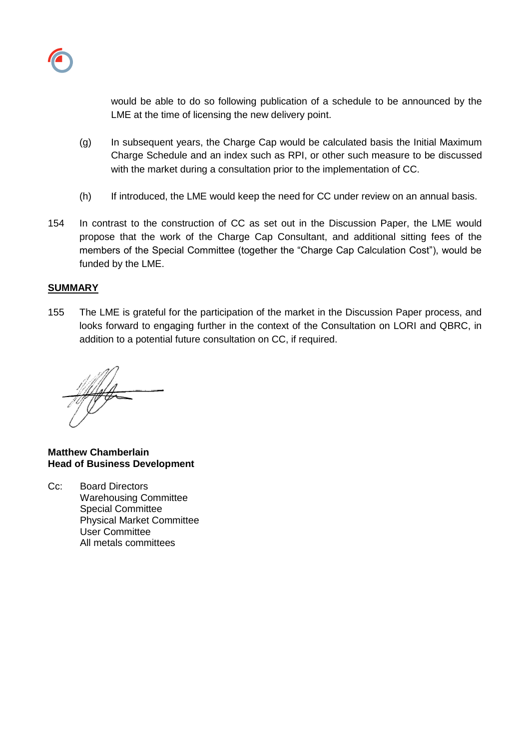would be able to do so following publication of a schedule to be announced by the LME at the time of licensing the new delivery point.

(g) In subsequent years, the Charge Cap would be calculated basis the Initial Maximum Charge Schedule and an index such as RPI, or other such measure to be discussed with the market during a consultation prior to the implementation of CC.

(h) If introduced, the LME would keep the need for CC under review on an annual basis.

154 In contrast to the construction of CC as set out in the Discussion Paper, the LME would propose that the work of the Charge Cap Consultant, and additional sitting fees of the members of the Special Committee (together the "Charge Cap Calculation Cost"), would be funded by the LME.

## SUMMARY

155 The LME is grateful for the participation of the market in the Discussion Paper process, and looks forward to engaging further in the context of the Consultation on LORI and QBRC, in addition to a potential future consultation on CC, if required.

**Matthew Chamberlain**
**Head of Business Development**

Cc: Board Directors
Warehousing Committee
Special Committee
Physical Market Committee
User Committee
All metals committees